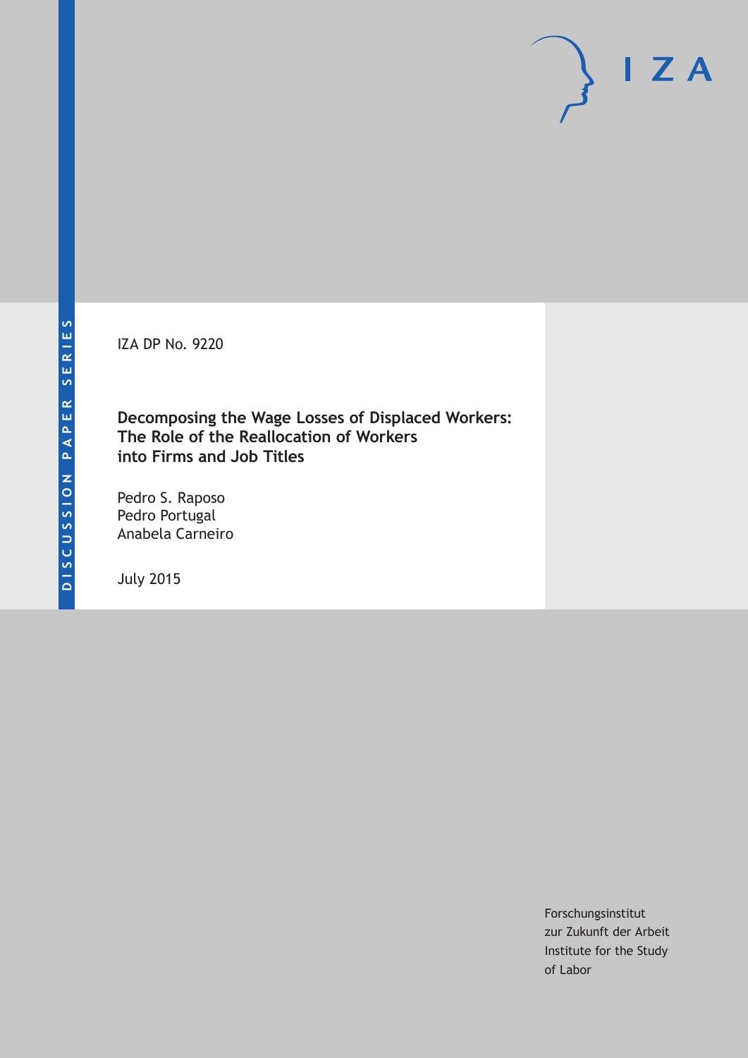DISCUSSION PAPER SERIES

IZA DP No. 9220

# Decomposing the Wage Losses of Displaced Workers: The Role of the Reallocation of Workers into Firms and Job Titles

Pedro S. Raposo
Pedro Portugal
Anabela Carneiro

July 2015

Forschungsinstitut
zur Zukunft der Arbeit
Institute for the Study
of Labor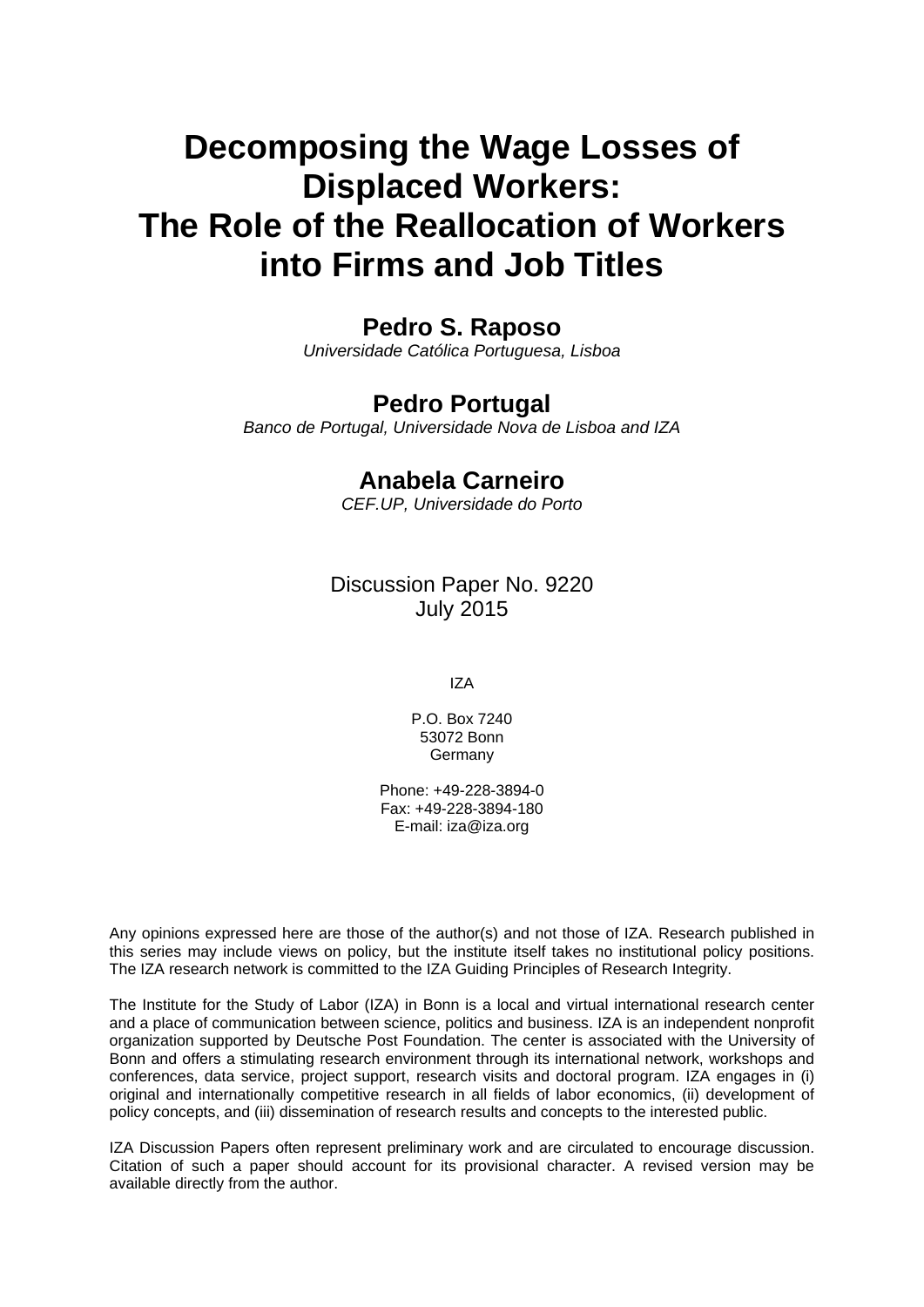# Decomposing the Wage Losses of Displaced Workers: The Role of the Reallocation of Workers into Firms and Job Titles

**Pedro S. Raposo**
*Universidade Católica Portuguesa, Lisboa*

**Pedro Portugal**
*Banco de Portugal, Universidade Nova de Lisboa and IZA*

**Anabela Carneiro**
*CEF.UP, Universidade do Porto*

Discussion Paper No. 9220
July 2015

IZA

P.O. Box 7240
53072 Bonn
Germany

Phone: +49-228-3894-0
Fax: +49-228-3894-180
E-mail: iza@iza.org

Any opinions expressed here are those of the author(s) and not those of IZA. Research published in this series may include views on policy, but the institute itself takes no institutional policy positions. The IZA research network is committed to the IZA Guiding Principles of Research Integrity.

The Institute for the Study of Labor (IZA) in Bonn is a local and virtual international research center and a place of communication between science, politics and business. IZA is an independent nonprofit organization supported by Deutsche Post Foundation. The center is associated with the University of Bonn and offers a stimulating research environment through its international network, workshops and conferences, data service, project support, research visits and doctoral program. IZA engages in (i) original and internationally competitive research in all fields of labor economics, (ii) development of policy concepts, and (iii) dissemination of research results and concepts to the interested public.

IZA Discussion Papers often represent preliminary work and are circulated to encourage discussion. Citation of such a paper should account for its provisional character. A revised version may be available directly from the author.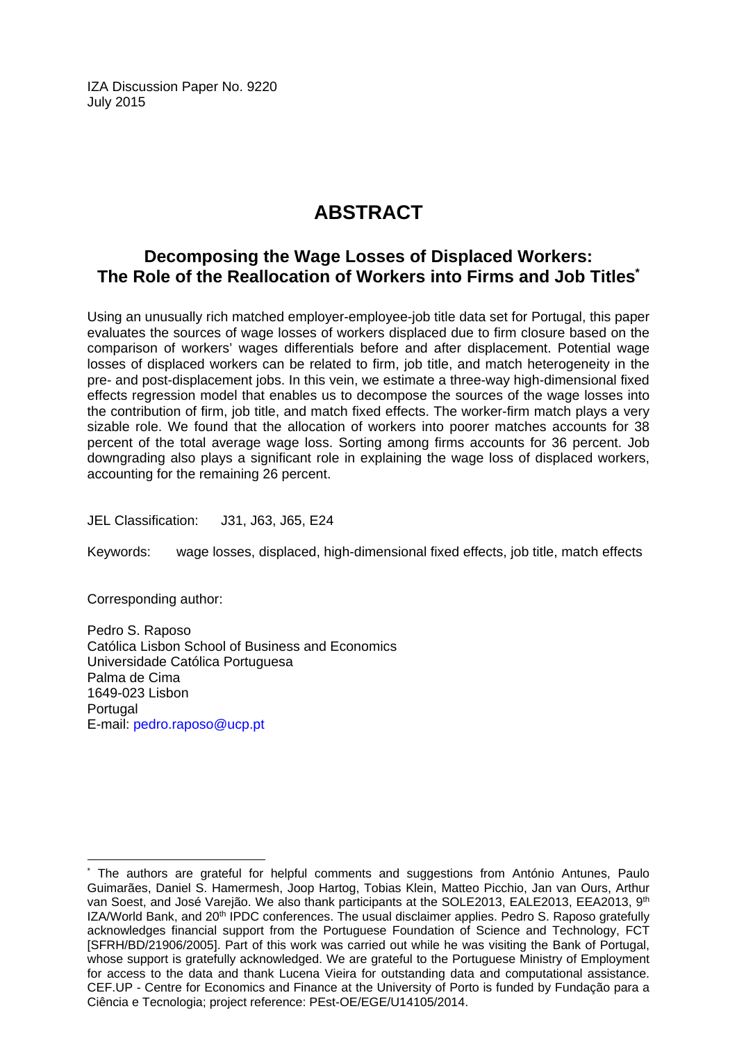IZA Discussion Paper No. 9220
July 2015

# ABSTRACT

## Decomposing the Wage Losses of Displaced Workers: The Role of the Reallocation of Workers into Firms and Job Titles*

Using an unusually rich matched employer-employee-job title data set for Portugal, this paper evaluates the sources of wage losses of workers displaced due to firm closure based on the comparison of workers' wages differentials before and after displacement. Potential wage losses of displaced workers can be related to firm, job title, and match heterogeneity in the pre- and post-displacement jobs. In this vein, we estimate a three-way high-dimensional fixed effects regression model that enables us to decompose the sources of the wage losses into the contribution of firm, job title, and match fixed effects. The worker-firm match plays a very sizable role. We found that the allocation of workers into poorer matches accounts for 38 percent of the total average wage loss. Sorting among firms accounts for 36 percent. Job downgrading also plays a significant role in explaining the wage loss of displaced workers, accounting for the remaining 26 percent.

JEL Classification: J31, J63, J65, E24

Keywords: wage losses, displaced, high-dimensional fixed effects, job title, match effects

Corresponding author:

Pedro S. Raposo
Católica Lisbon School of Business and Economics
Universidade Católica Portuguesa
Palma de Cima
1649-023 Lisbon
Portugal
E-mail: pedro.raposo@ucp.pt

---

* The authors are grateful for helpful comments and suggestions from António Antunes, Paulo Guimarães, Daniel S. Hamermesh, Joop Hartog, Tobias Klein, Matteo Picchio, Jan van Ours, Arthur van Soest, and José Varejão. We also thank participants at the SOLE2013, EALE2013, EEA2013, 9th IZA/World Bank, and 20th IPDC conferences. The usual disclaimer applies. Pedro S. Raposo gratefully acknowledges financial support from the Portuguese Foundation of Science and Technology, FCT [SFRH/BD/21906/2005]. Part of this work was carried out while he was visiting the Bank of Portugal, whose support is gratefully acknowledged. We are grateful to the Portuguese Ministry of Employment for access to the data and thank Lucena Vieira for outstanding data and computational assistance. CEF.UP - Centre for Economics and Finance at the University of Porto is funded by Fundação para a Ciência e Tecnologia; project reference: PEst-OE/EGE/U14105/2014.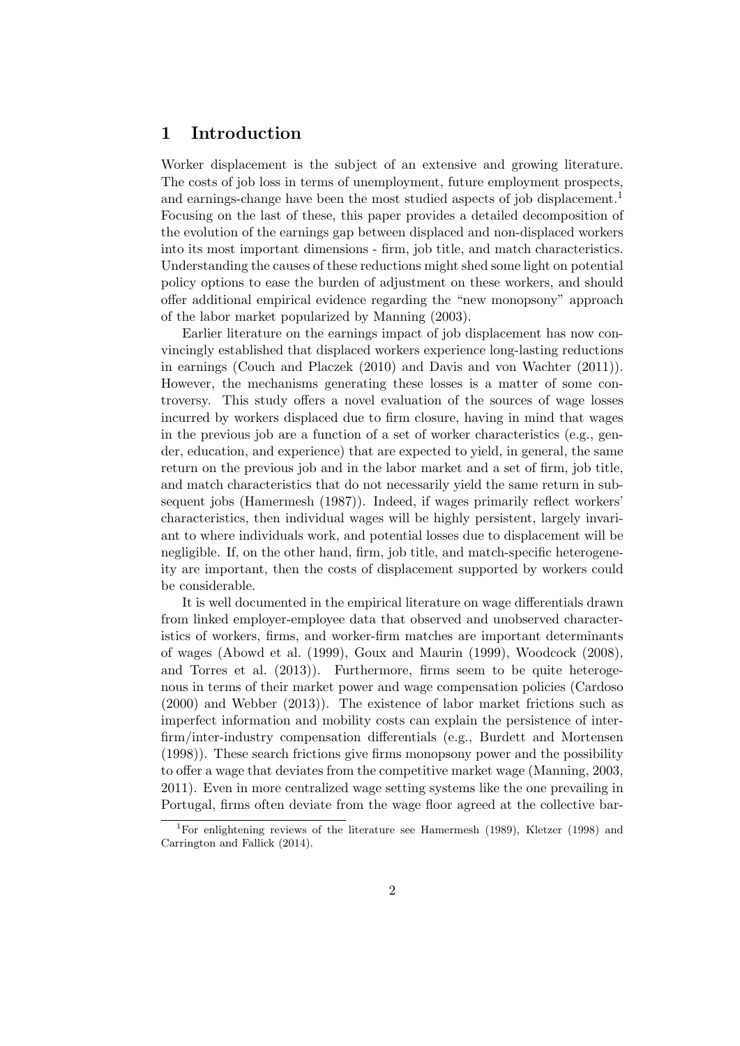# 1 Introduction

Worker displacement is the subject of an extensive and growing literature. The costs of job loss in terms of unemployment, future employment prospects, and earnings-change have been the most studied aspects of job displacement.[1] Focusing on the last of these, this paper provides a detailed decomposition of the evolution of the earnings gap between displaced and non-displaced workers into its most important dimensions - firm, job title, and match characteristics. Understanding the causes of these reductions might shed some light on potential policy options to ease the burden of adjustment on these workers, and should offer additional empirical evidence regarding the "new monopsony" approach of the labor market popularized by Manning (2003).

Earlier literature on the earnings impact of job displacement has now convincingly established that displaced workers experience long-lasting reductions in earnings (Couch and Placzek (2010) and Davis and von Wachter (2011)). However, the mechanisms generating these losses is a matter of some controversy. This study offers a novel evaluation of the sources of wage losses incurred by workers displaced due to firm closure, having in mind that wages in the previous job are a function of a set of worker characteristics (e.g., gender, education, and experience) that are expected to yield, in general, the same return on the previous job and in the labor market and a set of firm, job title, and match characteristics that do not necessarily yield the same return in subsequent jobs (Hamermesh (1987)). Indeed, if wages primarily reflect workers' characteristics, then individual wages will be highly persistent, largely invariant to where individuals work, and potential losses due to displacement will be negligible. If, on the other hand, firm, job title, and match-specific heterogeneity are important, then the costs of displacement supported by workers could be considerable.

It is well documented in the empirical literature on wage differentials drawn from linked employer-employee data that observed and unobserved characteristics of workers, firms, and worker-firm matches are important determinants of wages (Abowd et al. (1999), Goux and Maurin (1999), Woodcock (2008), and Torres et al. (2013)). Furthermore, firms seem to be quite heterogenous in terms of their market power and wage compensation policies (Cardoso (2000) and Webber (2013)). The existence of labor market frictions such as imperfect information and mobility costs can explain the persistence of inter-firm/inter-industry compensation differentials (e.g., Burdett and Mortensen (1998)). These search frictions give firms monopsony power and the possibility to offer a wage that deviates from the competitive market wage (Manning, 2003, 2011). Even in more centralized wage setting systems like the one prevailing in Portugal, firms often deviate from the wage floor agreed at the collective bar-

[1] For enlightening reviews of the literature see Hamermesh (1989), Kletzer (1998) and Carrington and Fallick (2014).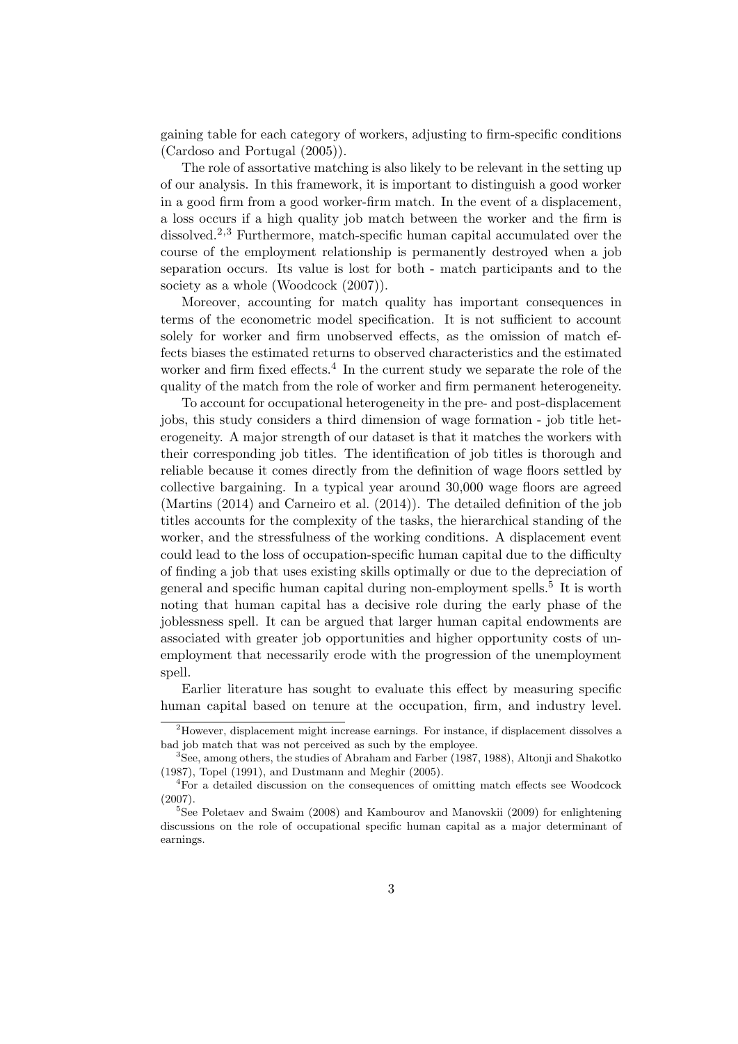gaining table for each category of workers, adjusting to firm-specific conditions (Cardoso and Portugal (2005)).

The role of assortative matching is also likely to be relevant in the setting up of our analysis. In this framework, it is important to distinguish a good worker in a good firm from a good worker-firm match. In the event of a displacement, a loss occurs if a high quality job match between the worker and the firm is dissolved.[2,3] Furthermore, match-specific human capital accumulated over the course of the employment relationship is permanently destroyed when a job separation occurs. Its value is lost for both - match participants and to the society as a whole (Woodcock (2007)).

Moreover, accounting for match quality has important consequences in terms of the econometric model specification. It is not sufficient to account solely for worker and firm unobserved effects, as the omission of match effects biases the estimated returns to observed characteristics and the estimated worker and firm fixed effects.[4] In the current study we separate the role of the quality of the match from the role of worker and firm permanent heterogeneity.

To account for occupational heterogeneity in the pre- and post-displacement jobs, this study considers a third dimension of wage formation - job title heterogeneity. A major strength of our dataset is that it matches the workers with their corresponding job titles. The identification of job titles is thorough and reliable because it comes directly from the definition of wage floors settled by collective bargaining. In a typical year around 30,000 wage floors are agreed (Martins (2014) and Carneiro et al. (2014)). The detailed definition of the job titles accounts for the complexity of the tasks, the hierarchical standing of the worker, and the stressfulness of the working conditions. A displacement event could lead to the loss of occupation-specific human capital due to the difficulty of finding a job that uses existing skills optimally or due to the depreciation of general and specific human capital during non-employment spells.[5] It is worth noting that human capital has a decisive role during the early phase of the joblessness spell. It can be argued that larger human capital endowments are associated with greater job opportunities and higher opportunity costs of unemployment that necessarily erode with the progression of the unemployment spell.

Earlier literature has sought to evaluate this effect by measuring specific human capital based on tenure at the occupation, firm, and industry level.

---

[2] However, displacement might increase earnings. For instance, if displacement dissolves a bad job match that was not perceived as such by the employee.

[3] See, among others, the studies of Abraham and Farber (1987, 1988), Altonji and Shakotko (1987), Topel (1991), and Dustmann and Meghir (2005).

[4] For a detailed discussion on the consequences of omitting match effects see Woodcock (2007).

[5] See Poletaev and Swaim (2008) and Kambourov and Manovskii (2009) for enlightening discussions on the role of occupational specific human capital as a major determinant of earnings.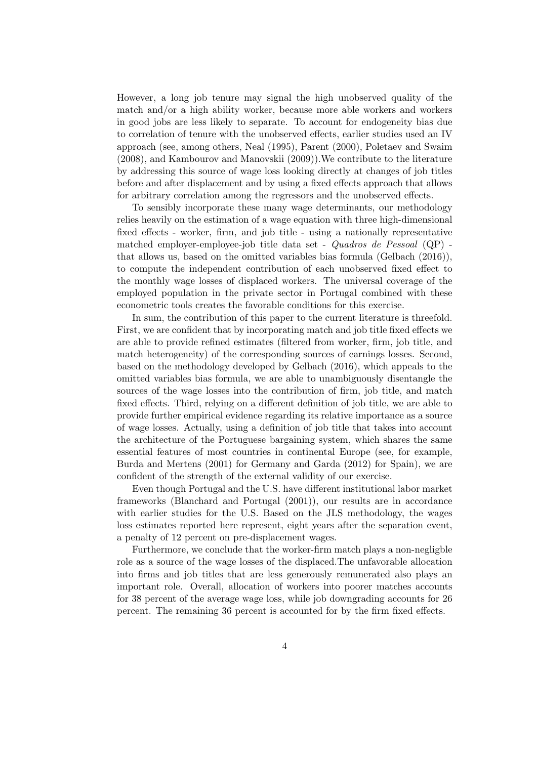However, a long job tenure may signal the high unobserved quality of the match and/or a high ability worker, because more able workers and workers in good jobs are less likely to separate. To account for endogeneity bias due to correlation of tenure with the unobserved effects, earlier studies used an IV approach (see, among others, Neal (1995), Parent (2000), Poletaev and Swaim (2008), and Kambourov and Manovskii (2009)).We contribute to the literature by addressing this source of wage loss looking directly at changes of job titles before and after displacement and by using a fixed effects approach that allows for arbitrary correlation among the regressors and the unobserved effects.

To sensibly incorporate these many wage determinants, our methodology relies heavily on the estimation of a wage equation with three high-dimensional fixed effects - worker, firm, and job title - using a nationally representative matched employer-employee-job title data set - *Quadros de Pessoal* (QP) - that allows us, based on the omitted variables bias formula (Gelbach (2016)), to compute the independent contribution of each unobserved fixed effect to the monthly wage losses of displaced workers. The universal coverage of the employed population in the private sector in Portugal combined with these econometric tools creates the favorable conditions for this exercise.

In sum, the contribution of this paper to the current literature is threefold. First, we are confident that by incorporating match and job title fixed effects we are able to provide refined estimates (filtered from worker, firm, job title, and match heterogeneity) of the corresponding sources of earnings losses. Second, based on the methodology developed by Gelbach (2016), which appeals to the omitted variables bias formula, we are able to unambiguously disentangle the sources of the wage losses into the contribution of firm, job title, and match fixed effects. Third, relying on a different definition of job title, we are able to provide further empirical evidence regarding its relative importance as a source of wage losses. Actually, using a definition of job title that takes into account the architecture of the Portuguese bargaining system, which shares the same essential features of most countries in continental Europe (see, for example, Burda and Mertens (2001) for Germany and Garda (2012) for Spain), we are confident of the strength of the external validity of our exercise.

Even though Portugal and the U.S. have different institutional labor market frameworks (Blanchard and Portugal (2001)), our results are in accordance with earlier studies for the U.S. Based on the JLS methodology, the wages loss estimates reported here represent, eight years after the separation event, a penalty of 12 percent on pre-displacement wages.

Furthermore, we conclude that the worker-firm match plays a non-negligble role as a source of the wage losses of the displaced.The unfavorable allocation into firms and job titles that are less generously remunerated also plays an important role. Overall, allocation of workers into poorer matches accounts for 38 percent of the average wage loss, while job downgrading accounts for 26 percent. The remaining 36 percent is accounted for by the firm fixed effects.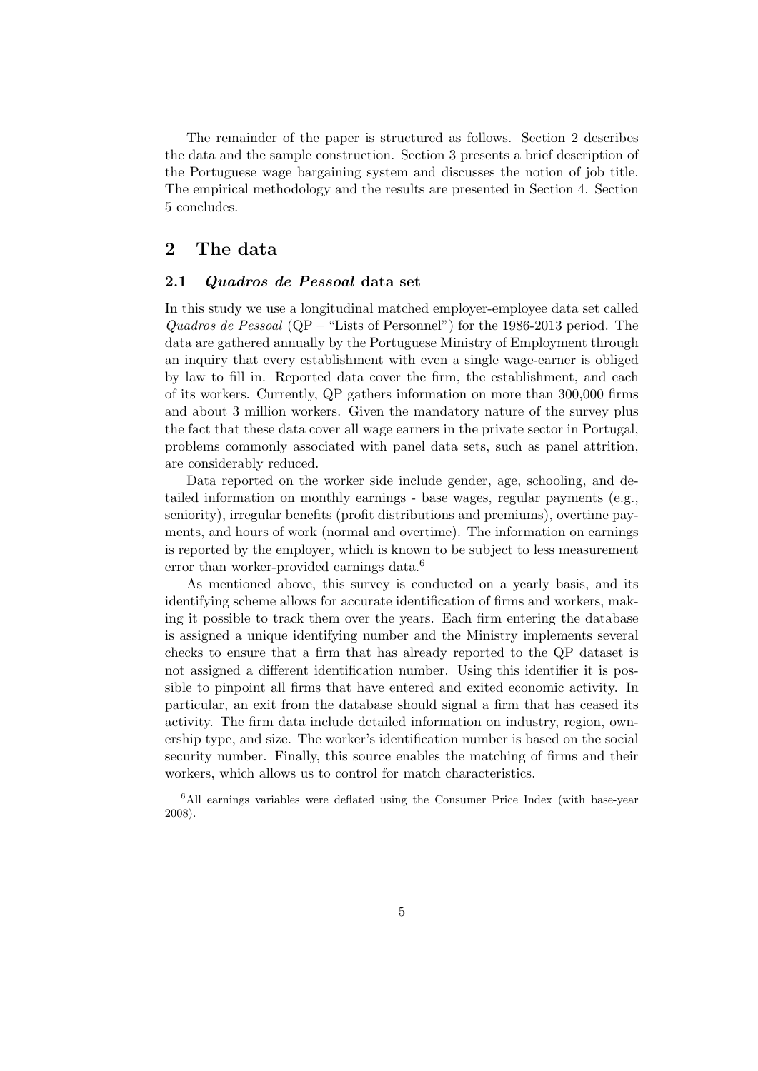The remainder of the paper is structured as follows. Section 2 describes the data and the sample construction. Section 3 presents a brief description of the Portuguese wage bargaining system and discusses the notion of job title. The empirical methodology and the results are presented in Section 4. Section 5 concludes.

# 2 The data

## 2.1 *Quadros de Pessoal* data set

In this study we use a longitudinal matched employer-employee data set called *Quadros de Pessoal* (QP – "Lists of Personnel") for the 1986-2013 period. The data are gathered annually by the Portuguese Ministry of Employment through an inquiry that every establishment with even a single wage-earner is obliged by law to fill in. Reported data cover the firm, the establishment, and each of its workers. Currently, QP gathers information on more than 300,000 firms and about 3 million workers. Given the mandatory nature of the survey plus the fact that these data cover all wage earners in the private sector in Portugal, problems commonly associated with panel data sets, such as panel attrition, are considerably reduced.

Data reported on the worker side include gender, age, schooling, and detailed information on monthly earnings - base wages, regular payments (e.g., seniority), irregular benefits (profit distributions and premiums), overtime payments, and hours of work (normal and overtime). The information on earnings is reported by the employer, which is known to be subject to less measurement error than worker-provided earnings data.[6]

As mentioned above, this survey is conducted on a yearly basis, and its identifying scheme allows for accurate identification of firms and workers, making it possible to track them over the years. Each firm entering the database is assigned a unique identifying number and the Ministry implements several checks to ensure that a firm that has already reported to the QP dataset is not assigned a different identification number. Using this identifier it is possible to pinpoint all firms that have entered and exited economic activity. In particular, an exit from the database should signal a firm that has ceased its activity. The firm data include detailed information on industry, region, ownership type, and size. The worker's identification number is based on the social security number. Finally, this source enables the matching of firms and their workers, which allows us to control for match characteristics.

[6] All earnings variables were deflated using the Consumer Price Index (with base-year 2008).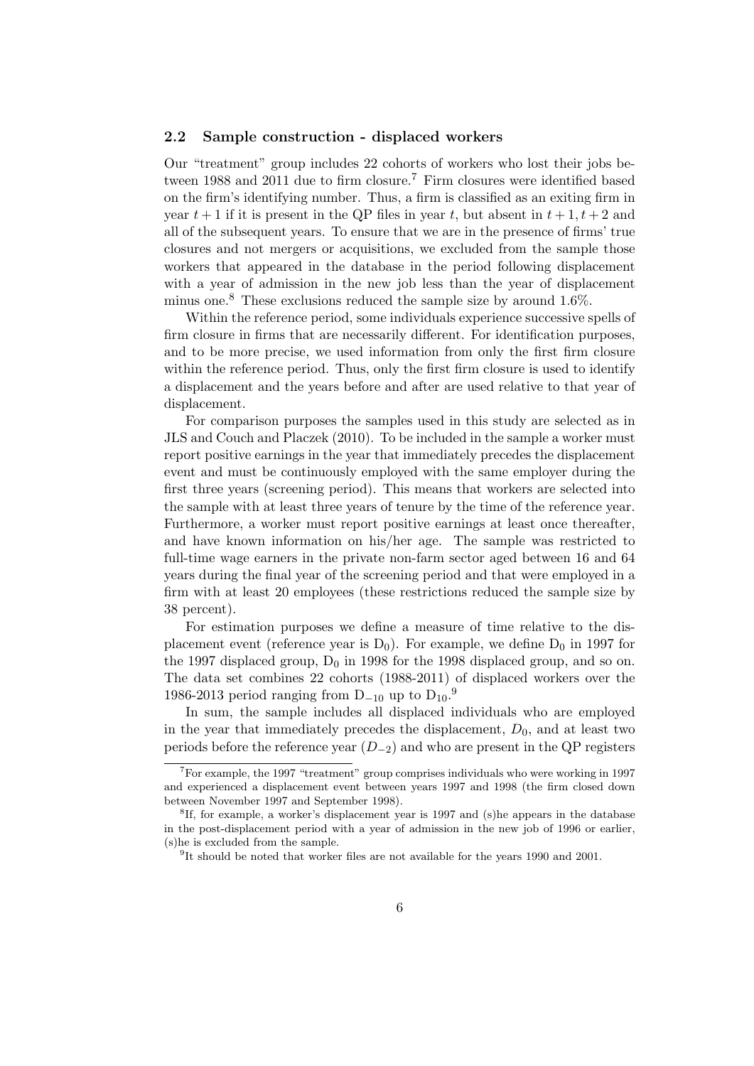### 2.2 Sample construction - displaced workers

Our "treatment" group includes 22 cohorts of workers who lost their jobs between 1988 and 2011 due to firm closure.[7] Firm closures were identified based on the firm's identifying number. Thus, a firm is classified as an exiting firm in year $t+1$ if it is present in the QP files in year $t$, but absent in $t+1, t+2$ and all of the subsequent years. To ensure that we are in the presence of firms' true closures and not mergers or acquisitions, we excluded from the sample those workers that appeared in the database in the period following displacement with a year of admission in the new job less than the year of displacement minus one.[8] These exclusions reduced the sample size by around 1.6%.

Within the reference period, some individuals experience successive spells of firm closure in firms that are necessarily different. For identification purposes, and to be more precise, we used information from only the first firm closure within the reference period. Thus, only the first firm closure is used to identify a displacement and the years before and after are used relative to that year of displacement.

For comparison purposes the samples used in this study are selected as in JLS and Couch and Placzek (2010). To be included in the sample a worker must report positive earnings in the year that immediately precedes the displacement event and must be continuously employed with the same employer during the first three years (screening period). This means that workers are selected into the sample with at least three years of tenure by the time of the reference year. Furthermore, a worker must report positive earnings at least once thereafter, and have known information on his/her age. The sample was restricted to full-time wage earners in the private non-farm sector aged between 16 and 64 years during the final year of the screening period and that were employed in a firm with at least 20 employees (these restrictions reduced the sample size by 38 percent).

For estimation purposes we define a measure of time relative to the displacement event (reference year is $D_0$). For example, we define $D_0$ in 1997 for the 1997 displaced group, $D_0$ in 1998 for the 1998 displaced group, and so on. The data set combines 22 cohorts (1988-2011) of displaced workers over the 1986-2013 period ranging from $D_{-10}$ up to $D_{10}$.[9]

In sum, the sample includes all displaced individuals who are employed in the year that immediately precedes the displacement, $D_0$, and at least two periods before the reference year ($D_{-2}$) and who are present in the QP registers

---

[7] For example, the 1997 "treatment" group comprises individuals who were working in 1997 and experienced a displacement event between years 1997 and 1998 (the firm closed down between November 1997 and September 1998).

[8] If, for example, a worker's displacement year is 1997 and (s)he appears in the database in the post-displacement period with a year of admission in the new job of 1996 or earlier, (s)he is excluded from the sample.

[9] It should be noted that worker files are not available for the years 1990 and 2001.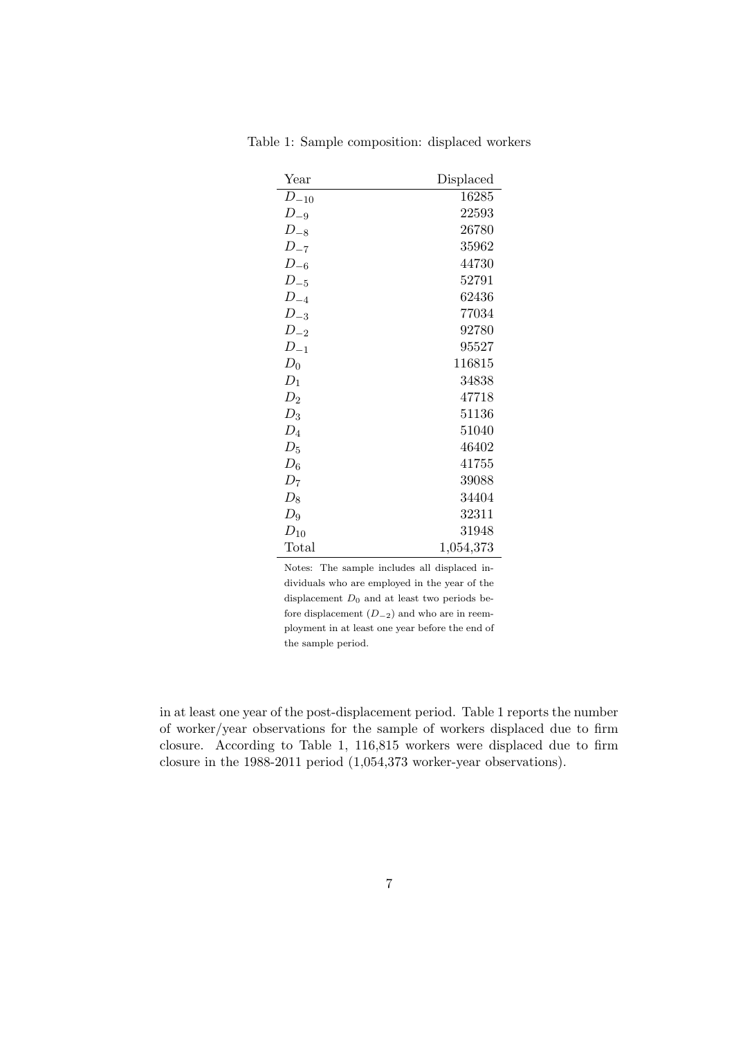Table 1: Sample composition: displaced workers

| Year | Displaced |
|---|---|
| $D_{-10}$ | 16285 |
| $D_{-9}$ | 22593 |
| $D_{-8}$ | 26780 |
| $D_{-7}$ | 35962 |
| $D_{-6}$ | 44730 |
| $D_{-5}$ | 52791 |
| $D_{-4}$ | 62436 |
| $D_{-3}$ | 77034 |
| $D_{-2}$ | 92780 |
| $D_{-1}$ | 95527 |
| $D_0$ | 116815 |
| $D_1$ | 34838 |
| $D_2$ | 47718 |
| $D_3$ | 51136 |
| $D_4$ | 51040 |
| $D_5$ | 46402 |
| $D_6$ | 41755 |
| $D_7$ | 39088 |
| $D_8$ | 34404 |
| $D_9$ | 32311 |
| $D_{10}$ | 31948 |
| Total | 1,054,373 |

Notes: The sample includes all displaced individuals who are employed in the year of the displacement $D_0$ and at least two periods before displacement ($D_{-2}$) and who are in reemployment in at least one year before the end of the sample period.

in at least one year of the post-displacement period. Table 1 reports the number of worker/year observations for the sample of workers displaced due to firm closure. According to Table 1, 116,815 workers were displaced due to firm closure in the 1988-2011 period (1,054,373 worker-year observations).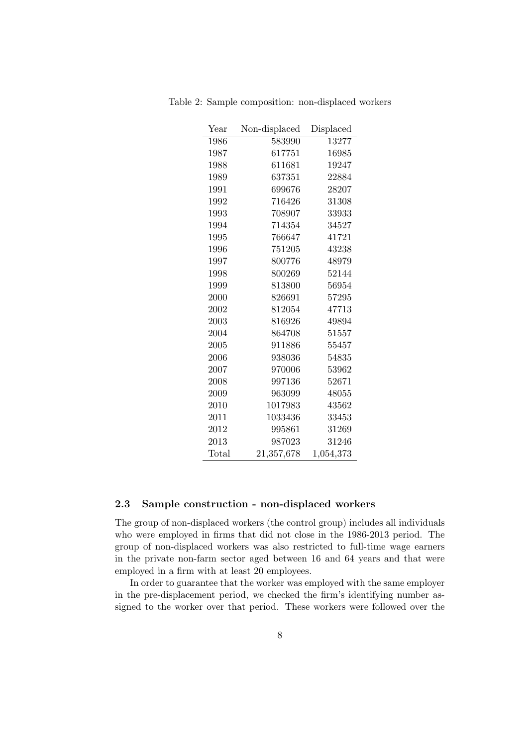Table 2: Sample composition: non-displaced workers

| Year | Non-displaced | Displaced |
|---|---|---|
| 1986 | 583990 | 13277 |
| 1987 | 617751 | 16985 |
| 1988 | 611681 | 19247 |
| 1989 | 637351 | 22884 |
| 1991 | 699676 | 28207 |
| 1992 | 716426 | 31308 |
| 1993 | 708907 | 33933 |
| 1994 | 714354 | 34527 |
| 1995 | 766647 | 41721 |
| 1996 | 751205 | 43238 |
| 1997 | 800776 | 48979 |
| 1998 | 800269 | 52144 |
| 1999 | 813800 | 56954 |
| 2000 | 826691 | 57295 |
| 2002 | 812054 | 47713 |
| 2003 | 816926 | 49894 |
| 2004 | 864708 | 51557 |
| 2005 | 911886 | 55457 |
| 2006 | 938036 | 54835 |
| 2007 | 970006 | 53962 |
| 2008 | 997136 | 52671 |
| 2009 | 963099 | 48055 |
| 2010 | 1017983 | 43562 |
| 2011 | 1033436 | 33453 |
| 2012 | 995861 | 31269 |
| 2013 | 987023 | 31246 |
| Total | 21,357,678 | 1,054,373 |

### 2.3 Sample construction - non-displaced workers

The group of non-displaced workers (the control group) includes all individuals who were employed in firms that did not close in the 1986-2013 period. The group of non-displaced workers was also restricted to full-time wage earners in the private non-farm sector aged between 16 and 64 years and that were employed in a firm with at least 20 employees.

In order to guarantee that the worker was employed with the same employer in the pre-displacement period, we checked the firm's identifying number assigned to the worker over that period. These workers were followed over the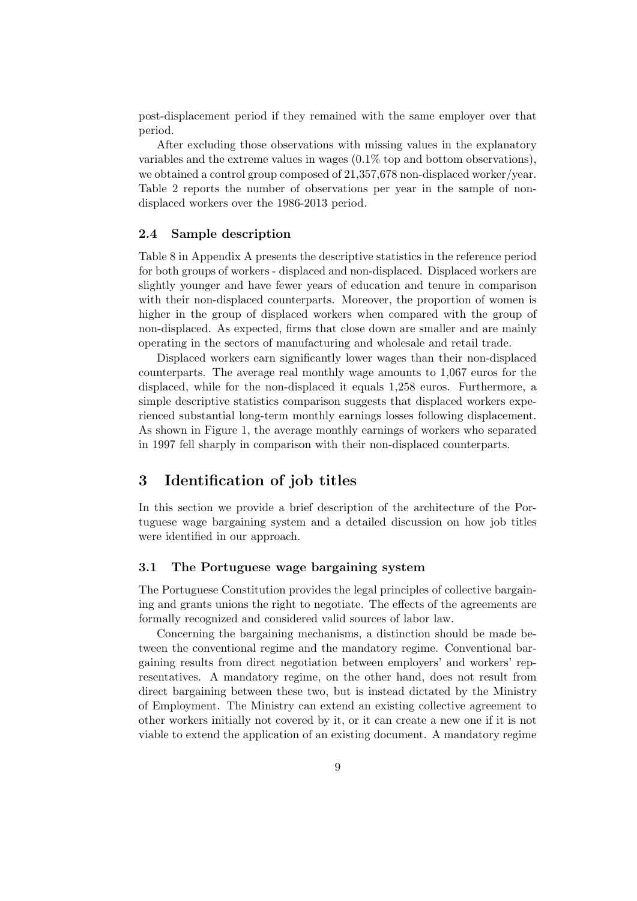post-displacement period if they remained with the same employer over that period.

After excluding those observations with missing values in the explanatory variables and the extreme values in wages (0.1% top and bottom observations), we obtained a control group composed of 21,357,678 non-displaced worker/year. Table 2 reports the number of observations per year in the sample of non-displaced workers over the 1986-2013 period.

### 2.4 Sample description

Table 8 in Appendix A presents the descriptive statistics in the reference period for both groups of workers - displaced and non-displaced. Displaced workers are slightly younger and have fewer years of education and tenure in comparison with their non-displaced counterparts. Moreover, the proportion of women is higher in the group of displaced workers when compared with the group of non-displaced. As expected, firms that close down are smaller and are mainly operating in the sectors of manufacturing and wholesale and retail trade.

Displaced workers earn significantly lower wages than their non-displaced counterparts. The average real monthly wage amounts to 1,067 euros for the displaced, while for the non-displaced it equals 1,258 euros. Furthermore, a simple descriptive statistics comparison suggests that displaced workers experienced substantial long-term monthly earnings losses following displacement. As shown in Figure 1, the average monthly earnings of workers who separated in 1997 fell sharply in comparison with their non-displaced counterparts.

## 3 Identification of job titles

In this section we provide a brief description of the architecture of the Portuguese wage bargaining system and a detailed discussion on how job titles were identified in our approach.

### 3.1 The Portuguese wage bargaining system

The Portuguese Constitution provides the legal principles of collective bargaining and grants unions the right to negotiate. The effects of the agreements are formally recognized and considered valid sources of labor law.

Concerning the bargaining mechanisms, a distinction should be made between the conventional regime and the mandatory regime. Conventional bargaining results from direct negotiation between employers' and workers' representatives. A mandatory regime, on the other hand, does not result from direct bargaining between these two, but is instead dictated by the Ministry of Employment. The Ministry can extend an existing collective agreement to other workers initially not covered by it, or it can create a new one if it is not viable to extend the application of an existing document. A mandatory regime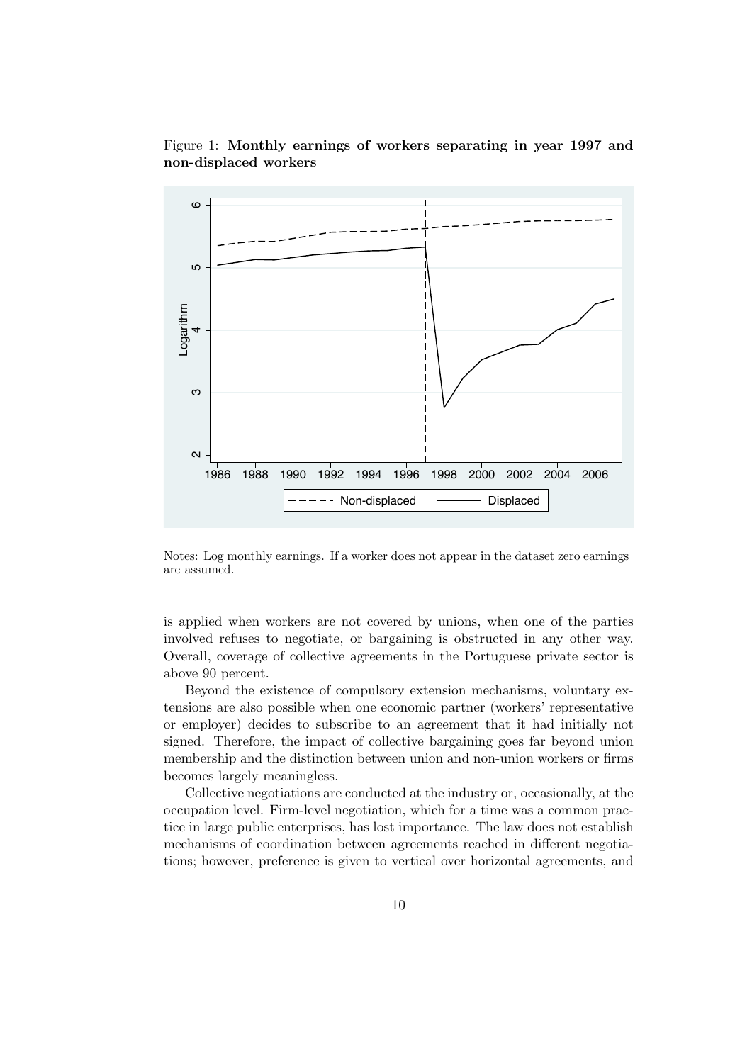Figure 1: **Monthly earnings of workers separating in year 1997 and non-displaced workers**

Notes: Log monthly earnings. If a worker does not appear in the dataset zero earnings are assumed.

is applied when workers are not covered by unions, when one of the parties involved refuses to negotiate, or bargaining is obstructed in any other way. Overall, coverage of collective agreements in the Portuguese private sector is above 90 percent.

Beyond the existence of compulsory extension mechanisms, voluntary extensions are also possible when one economic partner (workers' representative or employer) decides to subscribe to an agreement that it had initially not signed. Therefore, the impact of collective bargaining goes far beyond union membership and the distinction between union and non-union workers or firms becomes largely meaningless.

Collective negotiations are conducted at the industry or, occasionally, at the occupation level. Firm-level negotiation, which for a time was a common practice in large public enterprises, has lost importance. The law does not establish mechanisms of coordination between agreements reached in different negotiations; however, preference is given to vertical over horizontal agreements, and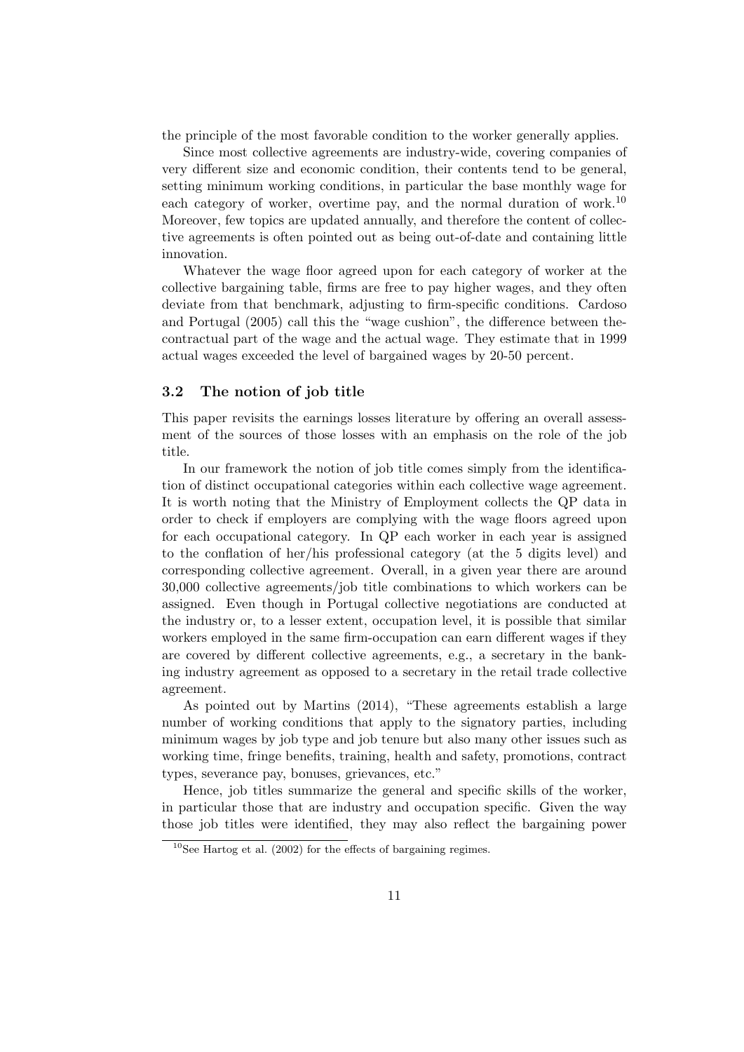the principle of the most favorable condition to the worker generally applies.

Since most collective agreements are industry-wide, covering companies of very different size and economic condition, their contents tend to be general, setting minimum working conditions, in particular the base monthly wage for each category of worker, overtime pay, and the normal duration of work.[10] Moreover, few topics are updated annually, and therefore the content of collective agreements is often pointed out as being out-of-date and containing little innovation.

Whatever the wage floor agreed upon for each category of worker at the collective bargaining table, firms are free to pay higher wages, and they often deviate from that benchmark, adjusting to firm-specific conditions. Cardoso and Portugal (2005) call this the "wage cushion", the difference between thecontractual part of the wage and the actual wage. They estimate that in 1999 actual wages exceeded the level of bargained wages by 20-50 percent.

### 3.2 The notion of job title

This paper revisits the earnings losses literature by offering an overall assessment of the sources of those losses with an emphasis on the role of the job title.

In our framework the notion of job title comes simply from the identification of distinct occupational categories within each collective wage agreement. It is worth noting that the Ministry of Employment collects the QP data in order to check if employers are complying with the wage floors agreed upon for each occupational category. In QP each worker in each year is assigned to the conflation of her/his professional category (at the 5 digits level) and corresponding collective agreement. Overall, in a given year there are around 30,000 collective agreements/job title combinations to which workers can be assigned. Even though in Portugal collective negotiations are conducted at the industry or, to a lesser extent, occupation level, it is possible that similar workers employed in the same firm-occupation can earn different wages if they are covered by different collective agreements, e.g., a secretary in the banking industry agreement as opposed to a secretary in the retail trade collective agreement.

As pointed out by Martins (2014), "These agreements establish a large number of working conditions that apply to the signatory parties, including minimum wages by job type and job tenure but also many other issues such as working time, fringe benefits, training, health and safety, promotions, contract types, severance pay, bonuses, grievances, etc."

Hence, job titles summarize the general and specific skills of the worker, in particular those that are industry and occupation specific. Given the way those job titles were identified, they may also reflect the bargaining power

[10] See Hartog et al. (2002) for the effects of bargaining regimes.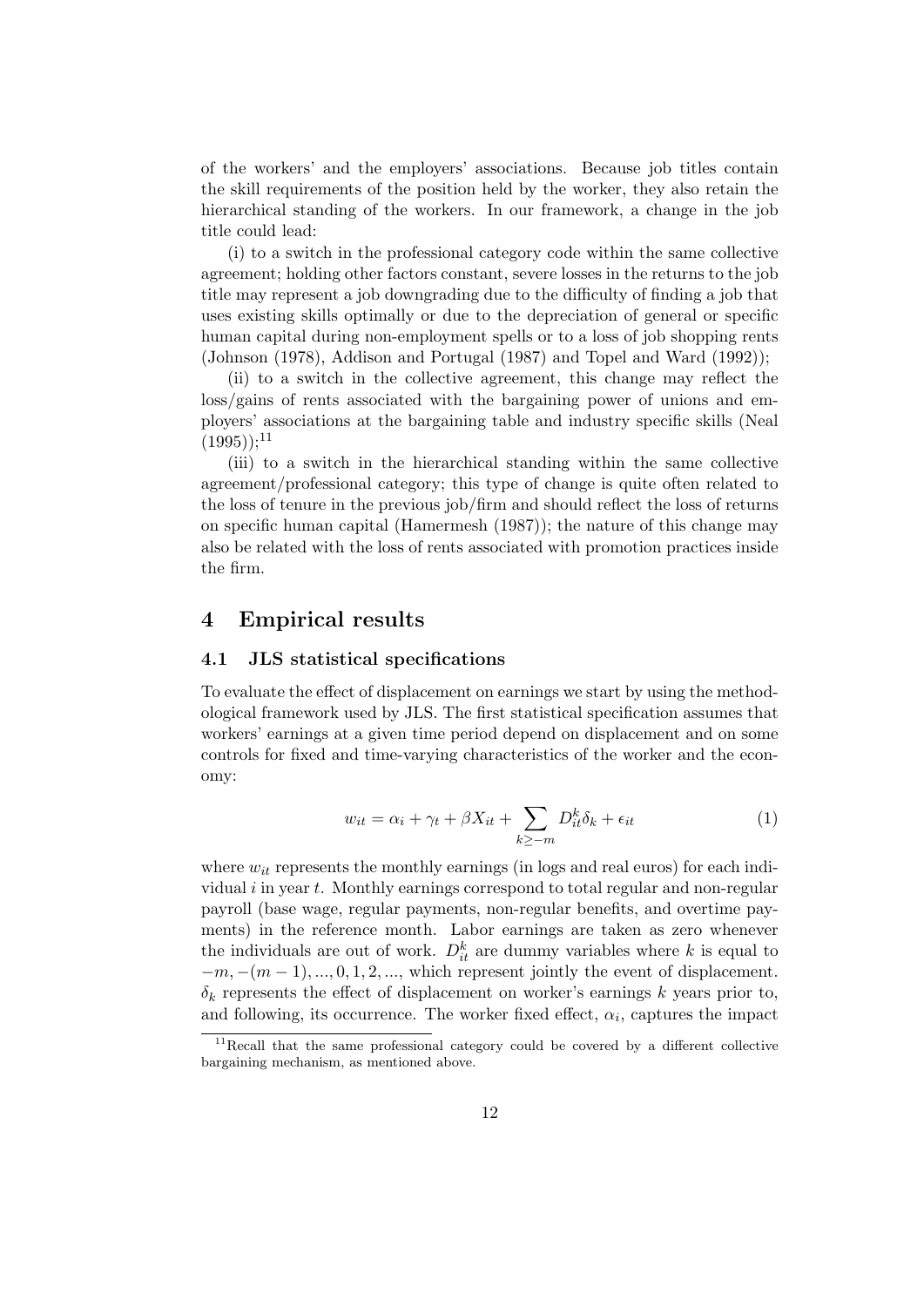of the workers' and the employers' associations. Because job titles contain the skill requirements of the position held by the worker, they also retain the hierarchical standing of the workers. In our framework, a change in the job title could lead:

(i) to a switch in the professional category code within the same collective agreement; holding other factors constant, severe losses in the returns to the job title may represent a job downgrading due to the difficulty of finding a job that uses existing skills optimally or due to the depreciation of general or specific human capital during non-employment spells or to a loss of job shopping rents (Johnson (1978), Addison and Portugal (1987) and Topel and Ward (1992));

(ii) to a switch in the collective agreement, this change may reflect the loss/gains of rents associated with the bargaining power of unions and employers' associations at the bargaining table and industry specific skills (Neal (1995));[11]

(iii) to a switch in the hierarchical standing within the same collective agreement/professional category; this type of change is quite often related to the loss of tenure in the previous job/firm and should reflect the loss of returns on specific human capital (Hamermesh (1987)); the nature of this change may also be related with the loss of rents associated with promotion practices inside the firm.

# 4 Empirical results

## 4.1 JLS statistical specifications

To evaluate the effect of displacement on earnings we start by using the methodological framework used by JLS. The first statistical specification assumes that workers' earnings at a given time period depend on displacement and on some controls for fixed and time-varying characteristics of the worker and the economy:

$$w_{it} = \alpha_i + \gamma_t + \beta X_{it} + \sum_{k \geq -m} D_{it}^k \delta_k + \epsilon_{it} \tag{1}$$

where $w_{it}$ represents the monthly earnings (in logs and real euros) for each individual $i$ in year $t$. Monthly earnings correspond to total regular and non-regular payroll (base wage, regular payments, non-regular benefits, and overtime payments) in the reference month. Labor earnings are taken as zero whenever the individuals are out of work. $D_{it}^k$ are dummy variables where $k$ is equal to $-m, -(m-1), ..., 0, 1, 2, ...$, which represent jointly the event of displacement. $\delta_k$ represents the effect of displacement on worker's earnings $k$ years prior to, and following, its occurrence. The worker fixed effect, $\alpha_i$, captures the impact

[11] Recall that the same professional category could be covered by a different collective bargaining mechanism, as mentioned above.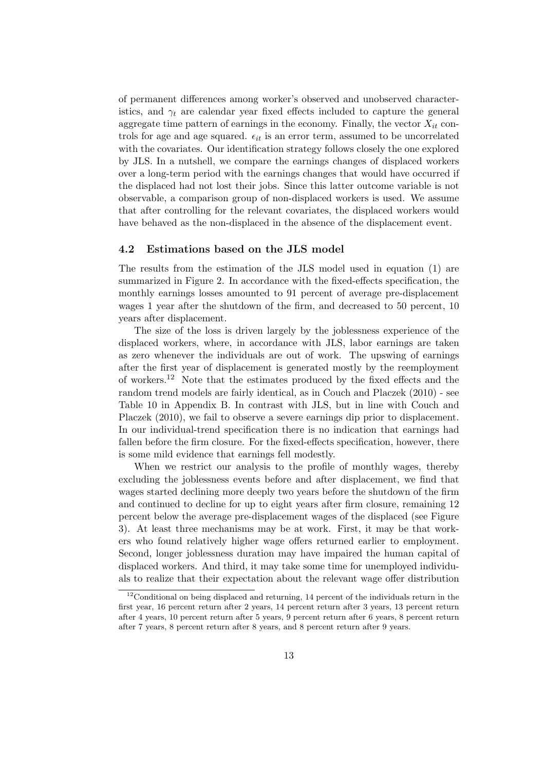of permanent differences among worker's observed and unobserved characteristics, and $\gamma_t$ are calendar year fixed effects included to capture the general aggregate time pattern of earnings in the economy. Finally, the vector $X_{it}$ controls for age and age squared. $\epsilon_{it}$ is an error term, assumed to be uncorrelated with the covariates. Our identification strategy follows closely the one explored by JLS. In a nutshell, we compare the earnings changes of displaced workers over a long-term period with the earnings changes that would have occurred if the displaced had not lost their jobs. Since this latter outcome variable is not observable, a comparison group of non-displaced workers is used. We assume that after controlling for the relevant covariates, the displaced workers would have behaved as the non-displaced in the absence of the displacement event.

### 4.2 Estimations based on the JLS model

The results from the estimation of the JLS model used in equation (1) are summarized in Figure 2. In accordance with the fixed-effects specification, the monthly earnings losses amounted to 91 percent of average pre-displacement wages 1 year after the shutdown of the firm, and decreased to 50 percent, 10 years after displacement.

The size of the loss is driven largely by the joblessness experience of the displaced workers, where, in accordance with JLS, labor earnings are taken as zero whenever the individuals are out of work. The upswing of earnings after the first year of displacement is generated mostly by the reemployment of workers.[12] Note that the estimates produced by the fixed effects and the random trend models are fairly identical, as in Couch and Placzek (2010) - see Table 10 in Appendix B. In contrast with JLS, but in line with Couch and Placzek (2010), we fail to observe a severe earnings dip prior to displacement. In our individual-trend specification there is no indication that earnings had fallen before the firm closure. For the fixed-effects specification, however, there is some mild evidence that earnings fell modestly.

When we restrict our analysis to the profile of monthly wages, thereby excluding the joblessness events before and after displacement, we find that wages started declining more deeply two years before the shutdown of the firm and continued to decline for up to eight years after firm closure, remaining 12 percent below the average pre-displacement wages of the displaced (see Figure 3). At least three mechanisms may be at work. First, it may be that workers who found relatively higher wage offers returned earlier to employment. Second, longer joblessness duration may have impaired the human capital of displaced workers. And third, it may take some time for unemployed individuals to realize that their expectation about the relevant wage offer distribution

[12] Conditional on being displaced and returning, 14 percent of the individuals return in the first year, 16 percent return after 2 years, 14 percent return after 3 years, 13 percent return after 4 years, 10 percent return after 5 years, 9 percent return after 6 years, 8 percent return after 7 years, 8 percent return after 8 years, and 8 percent return after 9 years.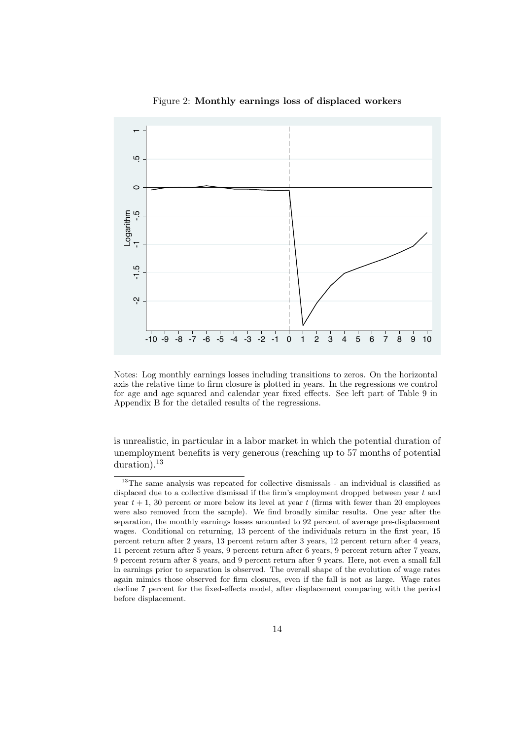Figure 2: **Monthly earnings loss of displaced workers**

Notes: Log monthly earnings losses including transitions to zeros. On the horizontal axis the relative time to firm closure is plotted in years. In the regressions we control for age and age squared and calendar year fixed effects. See left part of Table 9 in Appendix B for the detailed results of the regressions.

is unrealistic, in particular in a labor market in which the potential duration of unemployment benefits is very generous (reaching up to 57 months of potential duration).[13]

[13] The same analysis was repeated for collective dismissals - an individual is classified as displaced due to a collective dismissal if the firm's employment dropped between year $t$ and year $t + 1$, 30 percent or more below its level at year $t$ (firms with fewer than 20 employees were also removed from the sample). We find broadly similar results. One year after the separation, the monthly earnings losses amounted to 92 percent of average pre-displacement wages. Conditional on returning, 13 percent of the individuals return in the first year, 15 percent return after 2 years, 13 percent return after 3 years, 12 percent return after 4 years, 11 percent return after 5 years, 9 percent return after 6 years, 9 percent return after 7 years, 9 percent return after 8 years, and 9 percent return after 9 years. Here, not even a small fall in earnings prior to separation is observed. The overall shape of the evolution of wage rates again mimics those observed for firm closures, even if the fall is not as large. Wage rates decline 7 percent for the fixed-effects model, after displacement comparing with the period before displacement.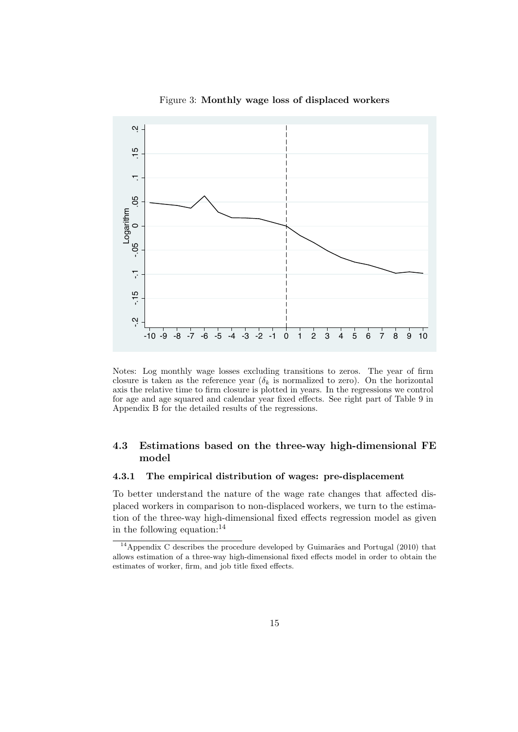Figure 3: **Monthly wage loss of displaced workers**

Notes: Log monthly wage losses excluding transitions to zeros. The year of firm closure is taken as the reference year ($\delta_k$ is normalized to zero). On the horizontal axis the relative time to firm closure is plotted in years. In the regressions we control for age and age squared and calendar year fixed effects. See right part of Table 9 in Appendix B for the detailed results of the regressions.

## 4.3 Estimations based on the three-way high-dimensional FE model

### 4.3.1 The empirical distribution of wages: pre-displacement

To better understand the nature of the wage rate changes that affected displaced workers in comparison to non-displaced workers, we turn to the estimation of the three-way high-dimensional fixed effects regression model as given in the following equation:[14]

[14] Appendix C describes the procedure developed by Guimarães and Portugal (2010) that allows estimation of a three-way high-dimensional fixed effects model in order to obtain the estimates of worker, firm, and job title fixed effects.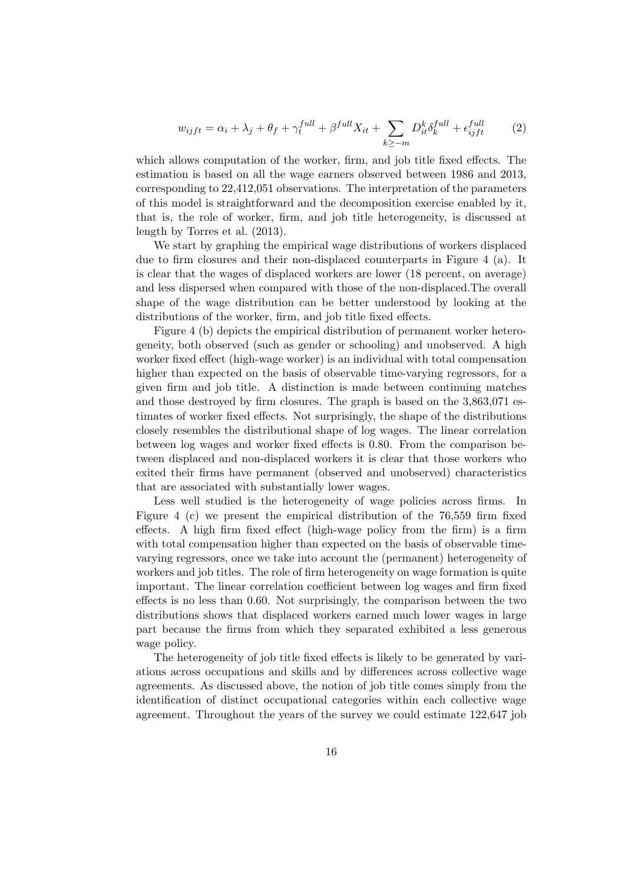$$w_{ijft} = \alpha_i + \lambda_j + \theta_f + \gamma_t^{full} + \beta^{full} X_{it} + \sum_{k \geq -m} D_{it}^k \delta_k^{full} + \epsilon_{ijft}^{full} \quad (2)$$

which allows computation of the worker, firm, and job title fixed effects. The estimation is based on all the wage earners observed between 1986 and 2013, corresponding to 22,412,051 observations. The interpretation of the parameters of this model is straightforward and the decomposition exercise enabled by it, that is, the role of worker, firm, and job title heterogeneity, is discussed at length by Torres et al. (2013).

We start by graphing the empirical wage distributions of workers displaced due to firm closures and their non-displaced counterparts in Figure 4 (a). It is clear that the wages of displaced workers are lower (18 percent, on average) and less dispersed when compared with those of the non-displaced.The overall shape of the wage distribution can be better understood by looking at the distributions of the worker, firm, and job title fixed effects.

Figure 4 (b) depicts the empirical distribution of permanent worker heterogeneity, both observed (such as gender or schooling) and unobserved. A high worker fixed effect (high-wage worker) is an individual with total compensation higher than expected on the basis of observable time-varying regressors, for a given firm and job title. A distinction is made between continuing matches and those destroyed by firm closures. The graph is based on the 3,863,071 estimates of worker fixed effects. Not surprisingly, the shape of the distributions closely resembles the distributional shape of log wages. The linear correlation between log wages and worker fixed effects is 0.80. From the comparison between displaced and non-displaced workers it is clear that those workers who exited their firms have permanent (observed and unobserved) characteristics that are associated with substantially lower wages.

Less well studied is the heterogeneity of wage policies across firms. In Figure 4 (c) we present the empirical distribution of the 76,559 firm fixed effects. A high firm fixed effect (high-wage policy from the firm) is a firm with total compensation higher than expected on the basis of observable time-varying regressors, once we take into account the (permanent) heterogeneity of workers and job titles. The role of firm heterogeneity on wage formation is quite important. The linear correlation coefficient between log wages and firm fixed effects is no less than 0.60. Not surprisingly, the comparison between the two distributions shows that displaced workers earned much lower wages in large part because the firms from which they separated exhibited a less generous wage policy.

The heterogeneity of job title fixed effects is likely to be generated by variations across occupations and skills and by differences across collective wage agreements. As discussed above, the notion of job title comes simply from the identification of distinct occupational categories within each collective wage agreement. Throughout the years of the survey we could estimate 122,647 job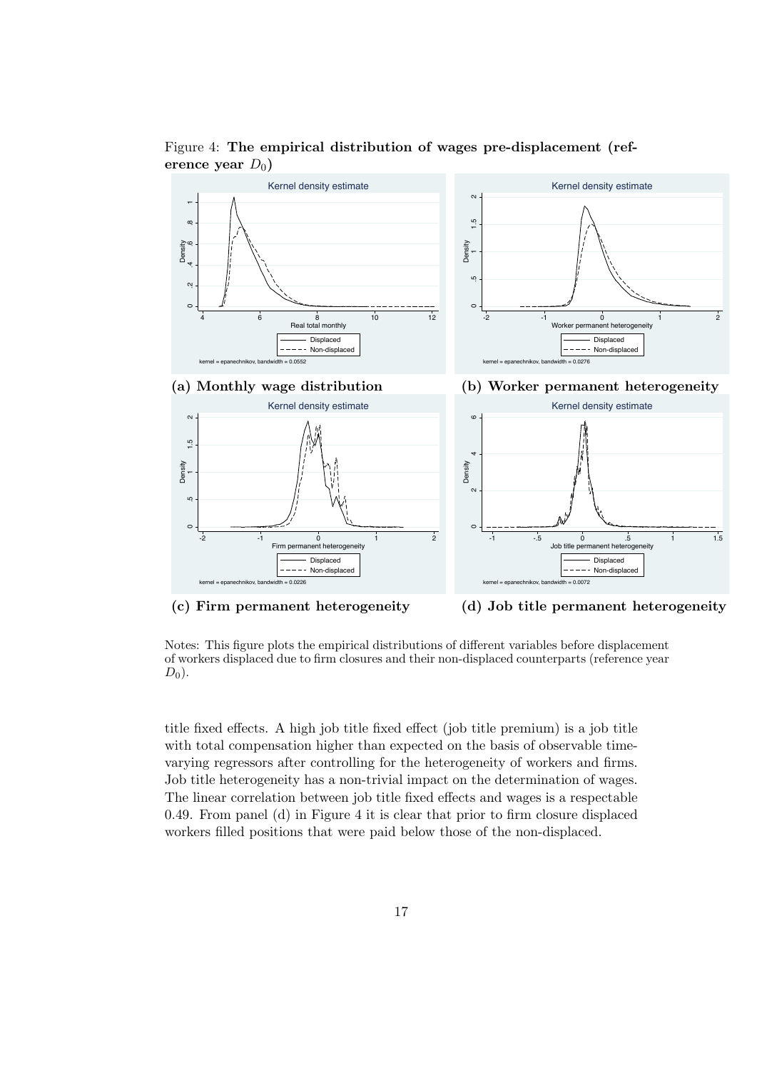Figure 4: **The empirical distribution of wages pre-displacement (reference year $D_0$)**

**(a) Monthly wage distribution**

**(b) Worker permanent heterogeneity**

**(c) Firm permanent heterogeneity**

**(d) Job title permanent heterogeneity**

Notes: This figure plots the empirical distributions of different variables before displacement of workers displaced due to firm closures and their non-displaced counterparts (reference year $D_0$).

title fixed effects. A high job title fixed effect (job title premium) is a job title with total compensation higher than expected on the basis of observable time-varying regressors after controlling for the heterogeneity of workers and firms. Job title heterogeneity has a non-trivial impact on the determination of wages. The linear correlation between job title fixed effects and wages is a respectable 0.49. From panel (d) in Figure 4 it is clear that prior to firm closure displaced workers filled positions that were paid below those of the non-displaced.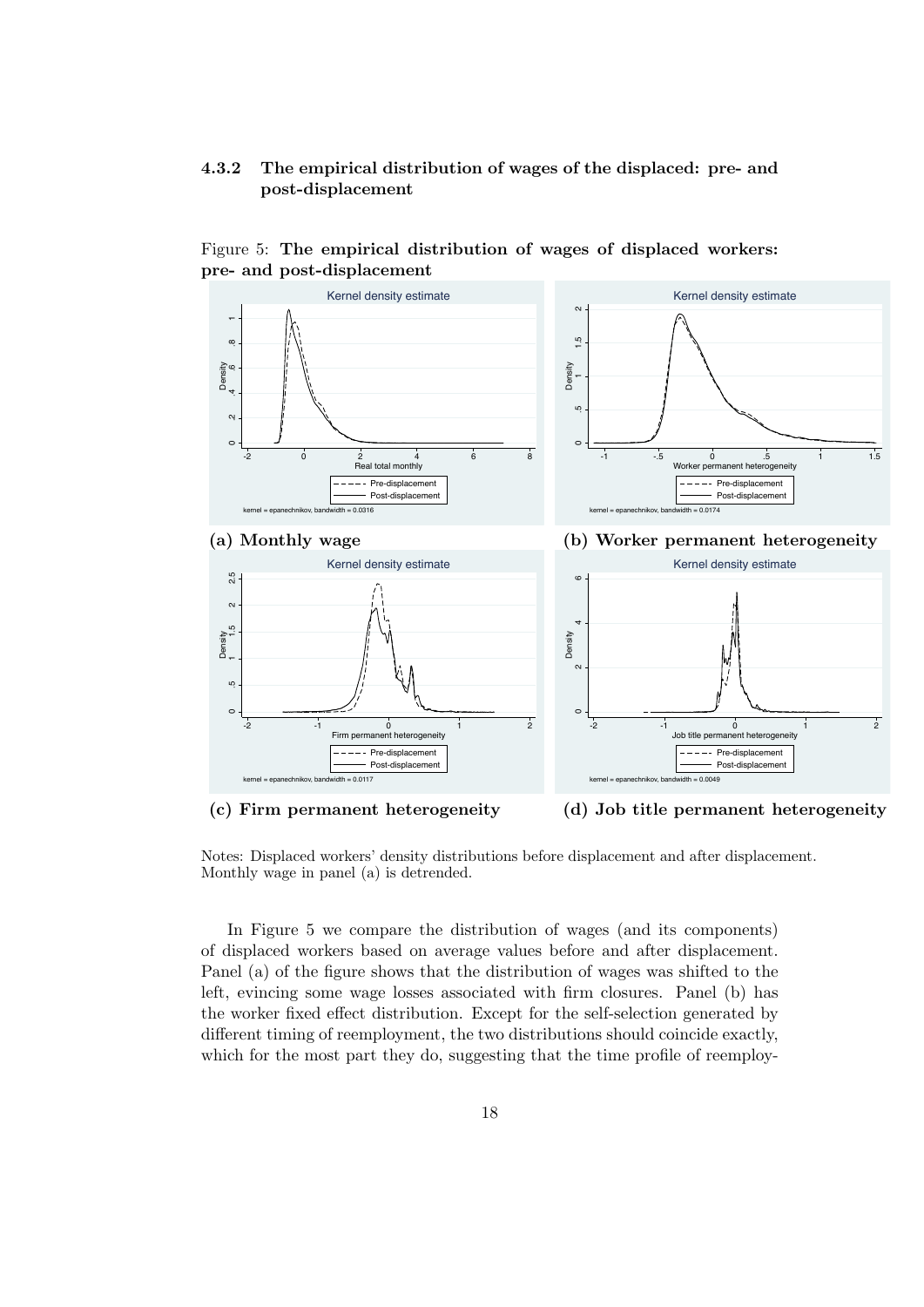### 4.3.2 The empirical distribution of wages of the displaced: pre- and post-displacement

Figure 5: **The empirical distribution of wages of displaced workers: pre- and post-displacement**

**(a) Monthly wage**

**(b) Worker permanent heterogeneity**

**(c) Firm permanent heterogeneity**

**(d) Job title permanent heterogeneity**

Notes: Displaced workers' density distributions before displacement and after displacement. Monthly wage in panel (a) is detrended.

In Figure 5 we compare the distribution of wages (and its components) of displaced workers based on average values before and after displacement. Panel (a) of the figure shows that the distribution of wages was shifted to the left, evincing some wage losses associated with firm closures. Panel (b) has the worker fixed effect distribution. Except for the self-selection generated by different timing of reemployment, the two distributions should coincide exactly, which for the most part they do, suggesting that the time profile of reemploy-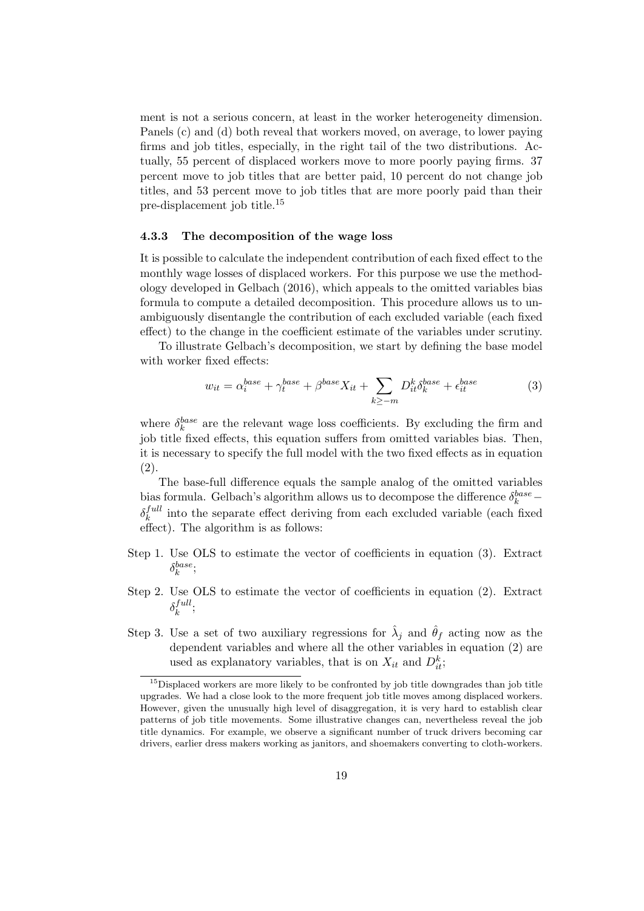ment is not a serious concern, at least in the worker heterogeneity dimension. Panels (c) and (d) both reveal that workers moved, on average, to lower paying firms and job titles, especially, in the right tail of the two distributions. Actually, 55 percent of displaced workers move to more poorly paying firms. 37 percent move to job titles that are better paid, 10 percent do not change job titles, and 53 percent move to job titles that are more poorly paid than their pre-displacement job title.[15]

### 4.3.3 The decomposition of the wage loss

It is possible to calculate the independent contribution of each fixed effect to the monthly wage losses of displaced workers. For this purpose we use the methodology developed in Gelbach (2016), which appeals to the omitted variables bias formula to compute a detailed decomposition. This procedure allows us to unambiguously disentangle the contribution of each excluded variable (each fixed effect) to the change in the coefficient estimate of the variables under scrutiny.

To illustrate Gelbach's decomposition, we start by defining the base model with worker fixed effects:

$$w_{it} = \alpha_i^{base} + \gamma_t^{base} + \beta^{base} X_{it} + \sum_{k \geq -m} D_{it}^k \delta_k^{base} + \epsilon_{it}^{base} \tag{3}$$

where $\delta_k^{base}$ are the relevant wage loss coefficients. By excluding the firm and job title fixed effects, this equation suffers from omitted variables bias. Then, it is necessary to specify the full model with the two fixed effects as in equation (2).

The base-full difference equals the sample analog of the omitted variables bias formula. Gelbach's algorithm allows us to decompose the difference $\delta_k^{base} - \delta_k^{full}$ into the separate effect deriving from each excluded variable (each fixed effect). The algorithm is as follows:

Step 1. Use OLS to estimate the vector of coefficients in equation (3). Extract $\delta_k^{base}$;

Step 2. Use OLS to estimate the vector of coefficients in equation (2). Extract $\delta_k^{full}$;

Step 3. Use a set of two auxiliary regressions for $\hat{\lambda}_j$ and $\hat{\theta}_f$ acting now as the dependent variables and where all the other variables in equation (2) are used as explanatory variables, that is on $X_{it}$ and $D_{it}^k$;

[15] Displaced workers are more likely to be confronted by job title downgrades than job title upgrades. We had a close look to the more frequent job title moves among displaced workers. However, given the unusually high level of disaggregation, it is very hard to establish clear patterns of job title movements. Some illustrative changes can, nevertheless reveal the job title dynamics. For example, we observe a significant number of truck drivers becoming car drivers, earlier dress makers working as janitors, and shoemakers converting to cloth-workers.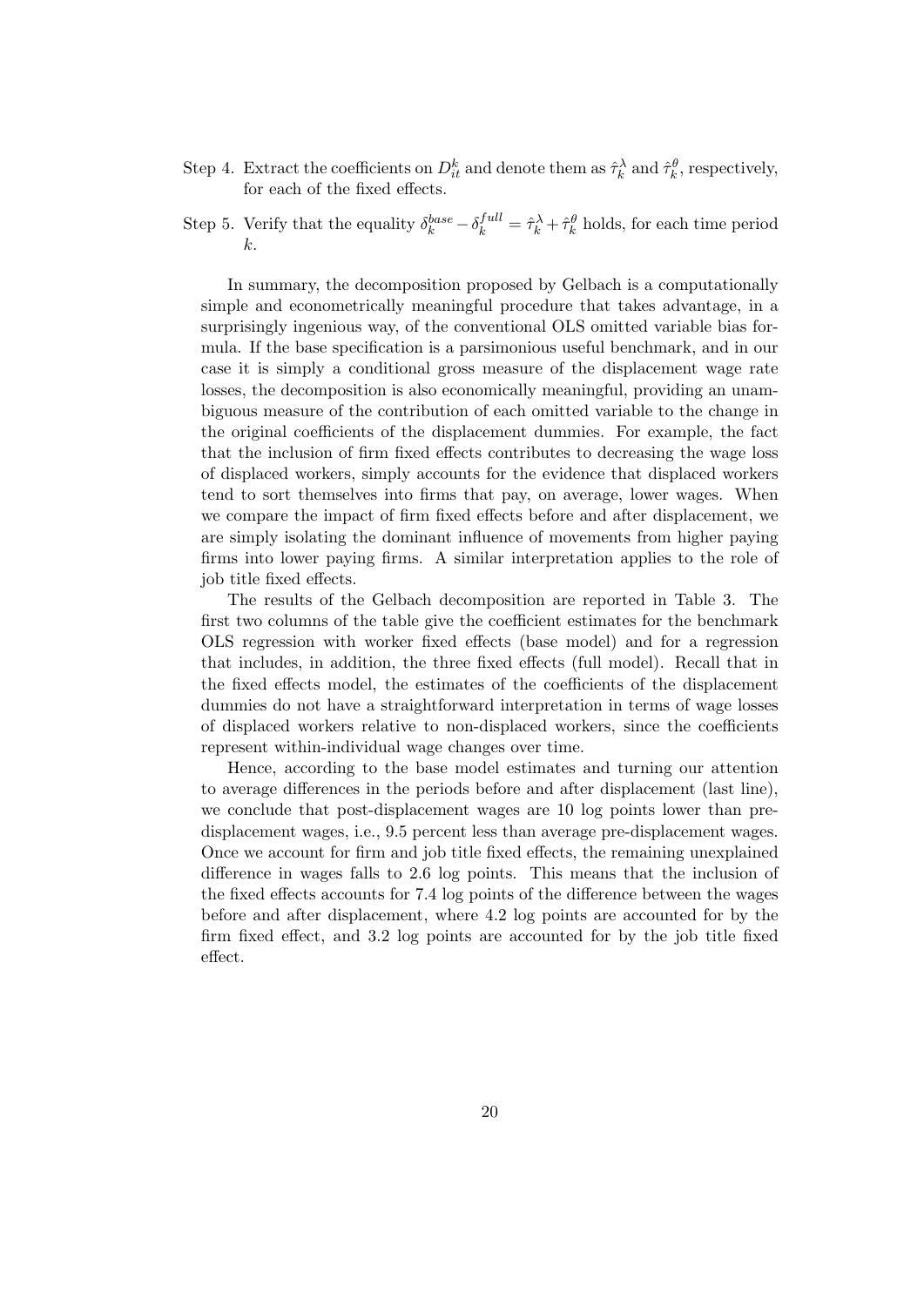Step 4. Extract the coefficients on $D_{it}^k$ and denote them as $\hat{\tau}_k^\lambda$ and $\hat{\tau}_k^\theta$, respectively, for each of the fixed effects.

Step 5. Verify that the equality $\delta_k^{base} - \delta_k^{full} = \hat{\tau}_k^\lambda + \hat{\tau}_k^\theta$ holds, for each time period $k$.

In summary, the decomposition proposed by Gelbach is a computationally simple and econometrically meaningful procedure that takes advantage, in a surprisingly ingenious way, of the conventional OLS omitted variable bias formula. If the base specification is a parsimonious useful benchmark, and in our case it is simply a conditional gross measure of the displacement wage rate losses, the decomposition is also economically meaningful, providing an unambiguous measure of the contribution of each omitted variable to the change in the original coefficients of the displacement dummies. For example, the fact that the inclusion of firm fixed effects contributes to decreasing the wage loss of displaced workers, simply accounts for the evidence that displaced workers tend to sort themselves into firms that pay, on average, lower wages. When we compare the impact of firm fixed effects before and after displacement, we are simply isolating the dominant influence of movements from higher paying firms into lower paying firms. A similar interpretation applies to the role of job title fixed effects.

The results of the Gelbach decomposition are reported in Table 3. The first two columns of the table give the coefficient estimates for the benchmark OLS regression with worker fixed effects (base model) and for a regression that includes, in addition, the three fixed effects (full model). Recall that in the fixed effects model, the estimates of the coefficients of the displacement dummies do not have a straightforward interpretation in terms of wage losses of displaced workers relative to non-displaced workers, since the coefficients represent within-individual wage changes over time.

Hence, according to the base model estimates and turning our attention to average differences in the periods before and after displacement (last line), we conclude that post-displacement wages are 10 log points lower than pre-displacement wages, i.e., 9.5 percent less than average pre-displacement wages. Once we account for firm and job title fixed effects, the remaining unexplained difference in wages falls to 2.6 log points. This means that the inclusion of the fixed effects accounts for 7.4 log points of the difference between the wages before and after displacement, where 4.2 log points are accounted for by the firm fixed effect, and 3.2 log points are accounted for by the job title fixed effect.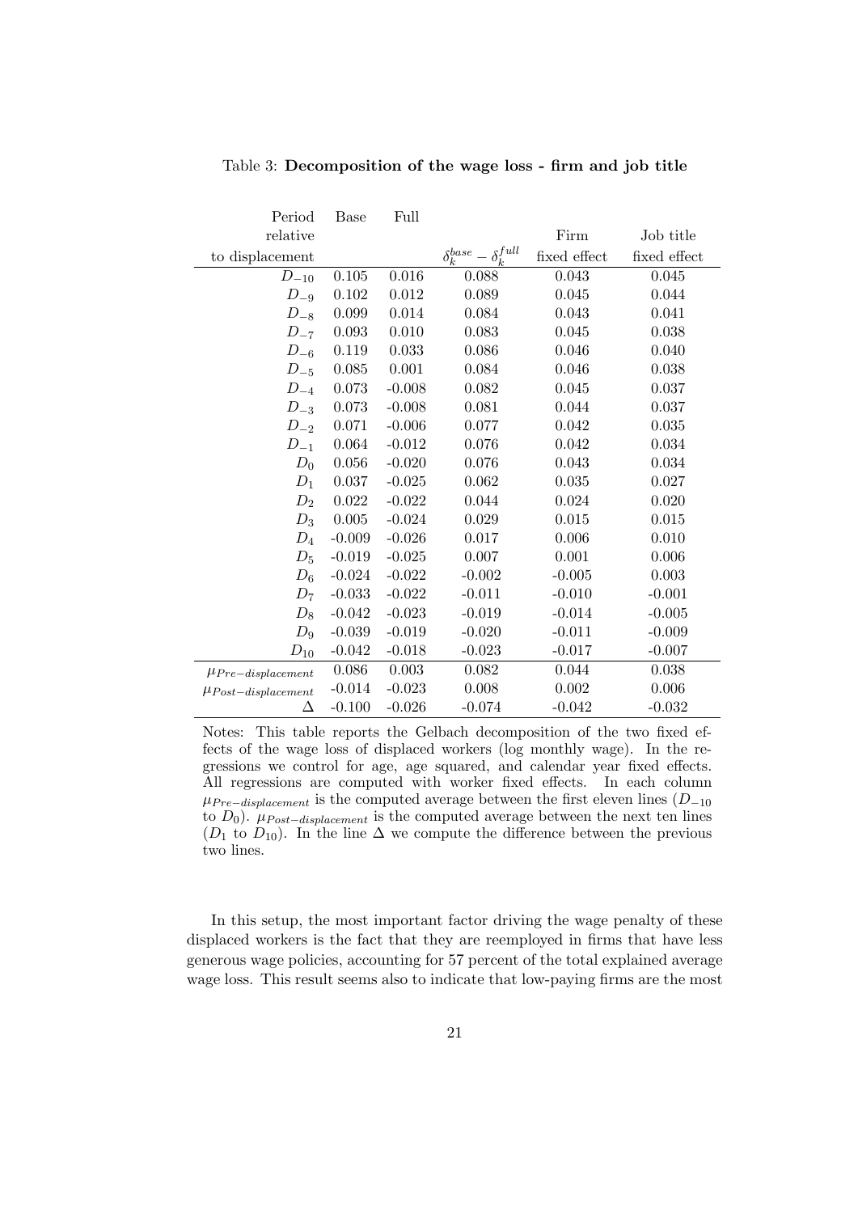Table 3: **Decomposition of the wage loss - firm and job title**

| Period relative to displacement | Base | Full | $\delta_k^{base} - \delta_k^{full}$ | Firm fixed effect | Job title fixed effect |
|---|---|---|---|---|---|
| $D_{-10}$ | 0.105 | 0.016 | 0.088 | 0.043 | 0.045 |
| $D_{-9}$ | 0.102 | 0.012 | 0.089 | 0.045 | 0.044 |
| $D_{-8}$ | 0.099 | 0.014 | 0.084 | 0.043 | 0.041 |
| $D_{-7}$ | 0.093 | 0.010 | 0.083 | 0.045 | 0.038 |
| $D_{-6}$ | 0.119 | 0.033 | 0.086 | 0.046 | 0.040 |
| $D_{-5}$ | 0.085 | 0.001 | 0.084 | 0.046 | 0.038 |
| $D_{-4}$ | 0.073 | -0.008 | 0.082 | 0.045 | 0.037 |
| $D_{-3}$ | 0.073 | -0.008 | 0.081 | 0.044 | 0.037 |
| $D_{-2}$ | 0.071 | -0.006 | 0.077 | 0.042 | 0.035 |
| $D_{-1}$ | 0.064 | -0.012 | 0.076 | 0.042 | 0.034 |
| $D_0$ | 0.056 | -0.020 | 0.076 | 0.043 | 0.034 |
| $D_1$ | 0.037 | -0.025 | 0.062 | 0.035 | 0.027 |
| $D_2$ | 0.022 | -0.022 | 0.044 | 0.024 | 0.020 |
| $D_3$ | 0.005 | -0.024 | 0.029 | 0.015 | 0.015 |
| $D_4$ | -0.009 | -0.026 | 0.017 | 0.006 | 0.010 |
| $D_5$ | -0.019 | -0.025 | 0.007 | 0.001 | 0.006 |
| $D_6$ | -0.024 | -0.022 | -0.002 | -0.005 | 0.003 |
| $D_7$ | -0.033 | -0.022 | -0.011 | -0.010 | -0.001 |
| $D_8$ | -0.042 | -0.023 | -0.019 | -0.014 | -0.005 |
| $D_9$ | -0.039 | -0.019 | -0.020 | -0.011 | -0.009 |
| $D_{10}$ | -0.042 | -0.018 | -0.023 | -0.017 | -0.007 |
| $\mu_{Pre-displacement}$ | 0.086 | 0.003 | 0.082 | 0.044 | 0.038 |
| $\mu_{Post-displacement}$ | -0.014 | -0.023 | 0.008 | 0.002 | 0.006 |
| $\Delta$ | -0.100 | -0.026 | -0.074 | -0.042 | -0.032 |

Notes: This table reports the Gelbach decomposition of the two fixed effects of the wage loss of displaced workers (log monthly wage). In the regressions we control for age, age squared, and calendar year fixed effects. All regressions are computed with worker fixed effects. In each column $\mu_{Pre-displacement}$ is the computed average between the first eleven lines ($D_{-10}$ to $D_0$). $\mu_{Post-displacement}$ is the computed average between the next ten lines ($D_1$ to $D_{10}$). In the line $\Delta$ we compute the difference between the previous two lines.

In this setup, the most important factor driving the wage penalty of these displaced workers is the fact that they are reemployed in firms that have less generous wage policies, accounting for 57 percent of the total explained average wage loss. This result seems also to indicate that low-paying firms are the most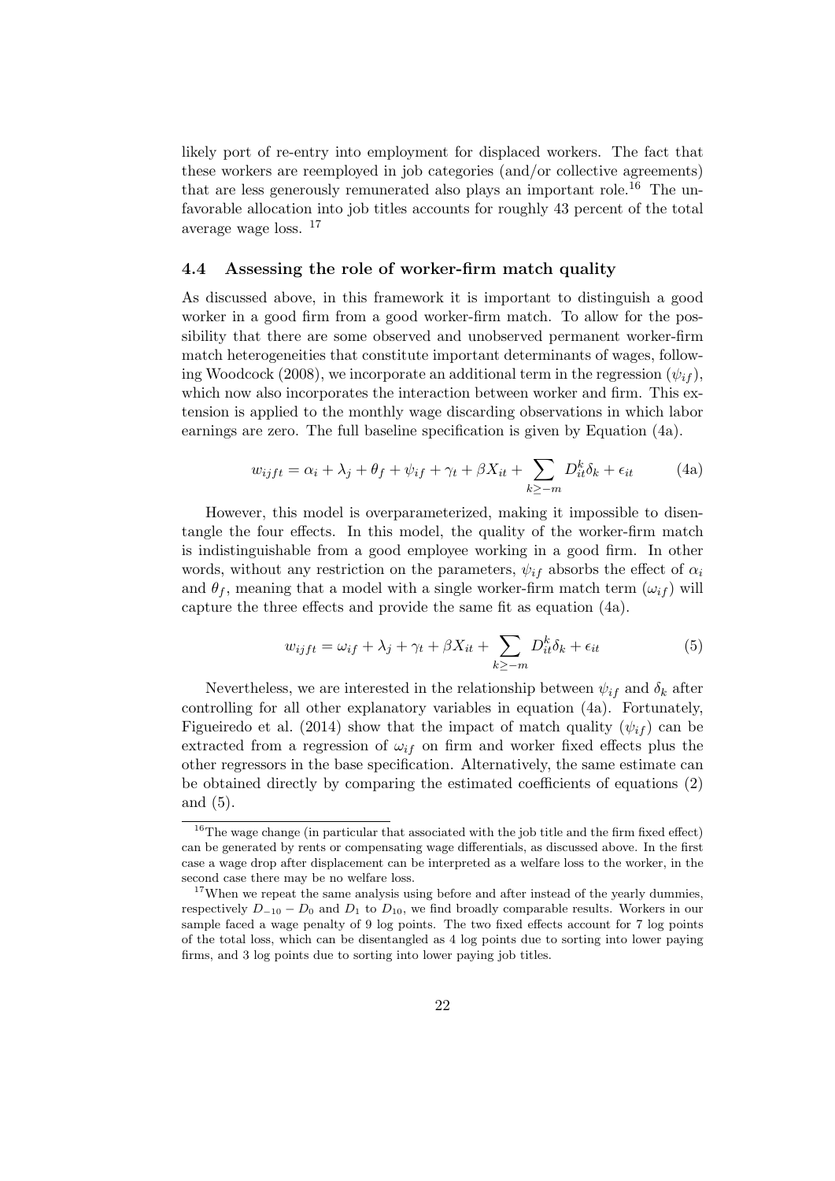likely port of re-entry into employment for displaced workers. The fact that these workers are reemployed in job categories (and/or collective agreements) that are less generously remunerated also plays an important role.[16] The unfavorable allocation into job titles accounts for roughly 43 percent of the total average wage loss. [17]

### 4.4 Assessing the role of worker-firm match quality

As discussed above, in this framework it is important to distinguish a good worker in a good firm from a good worker-firm match. To allow for the possibility that there are some observed and unobserved permanent worker-firm match heterogeneities that constitute important determinants of wages, following Woodcock (2008), we incorporate an additional term in the regression ($\psi_{if}$), which now also incorporates the interaction between worker and firm. This extension is applied to the monthly wage discarding observations in which labor earnings are zero. The full baseline specification is given by Equation (4a).

$$w_{ijft} = \alpha_i + \lambda_j + \theta_f + \psi_{if} + \gamma_t + \beta X_{it} + \sum_{k \geq -m} D_{it}^k \delta_k + \epsilon_{it} \tag{4a}$$

However, this model is overparameterized, making it impossible to disentangle the four effects. In this model, the quality of the worker-firm match is indistinguishable from a good employee working in a good firm. In other words, without any restriction on the parameters, $\psi_{if}$ absorbs the effect of $\alpha_i$ and $\theta_f$, meaning that a model with a single worker-firm match term ($\omega_{if}$) will capture the three effects and provide the same fit as equation (4a).

$$w_{ijft} = \omega_{if} + \lambda_j + \gamma_t + \beta X_{it} + \sum_{k \geq -m} D_{it}^k \delta_k + \epsilon_{it} \tag{5}$$

Nevertheless, we are interested in the relationship between $\psi_{if}$ and $\delta_k$ after controlling for all other explanatory variables in equation (4a). Fortunately, Figueiredo et al. (2014) show that the impact of match quality ($\psi_{if}$) can be extracted from a regression of $\omega_{if}$ on firm and worker fixed effects plus the other regressors in the base specification. Alternatively, the same estimate can be obtained directly by comparing the estimated coefficients of equations (2) and (5).

[16] The wage change (in particular that associated with the job title and the firm fixed effect) can be generated by rents or compensating wage differentials, as discussed above. In the first case a wage drop after displacement can be interpreted as a welfare loss to the worker, in the second case there may be no welfare loss.

[17] When we repeat the same analysis using before and after instead of the yearly dummies, respectively $D_{-10} - D_0$ and $D_1$ to $D_{10}$, we find broadly comparable results. Workers in our sample faced a wage penalty of 9 log points. The two fixed effects account for 7 log points of the total loss, which can be disentangled as 4 log points due to sorting into lower paying firms, and 3 log points due to sorting into lower paying job titles.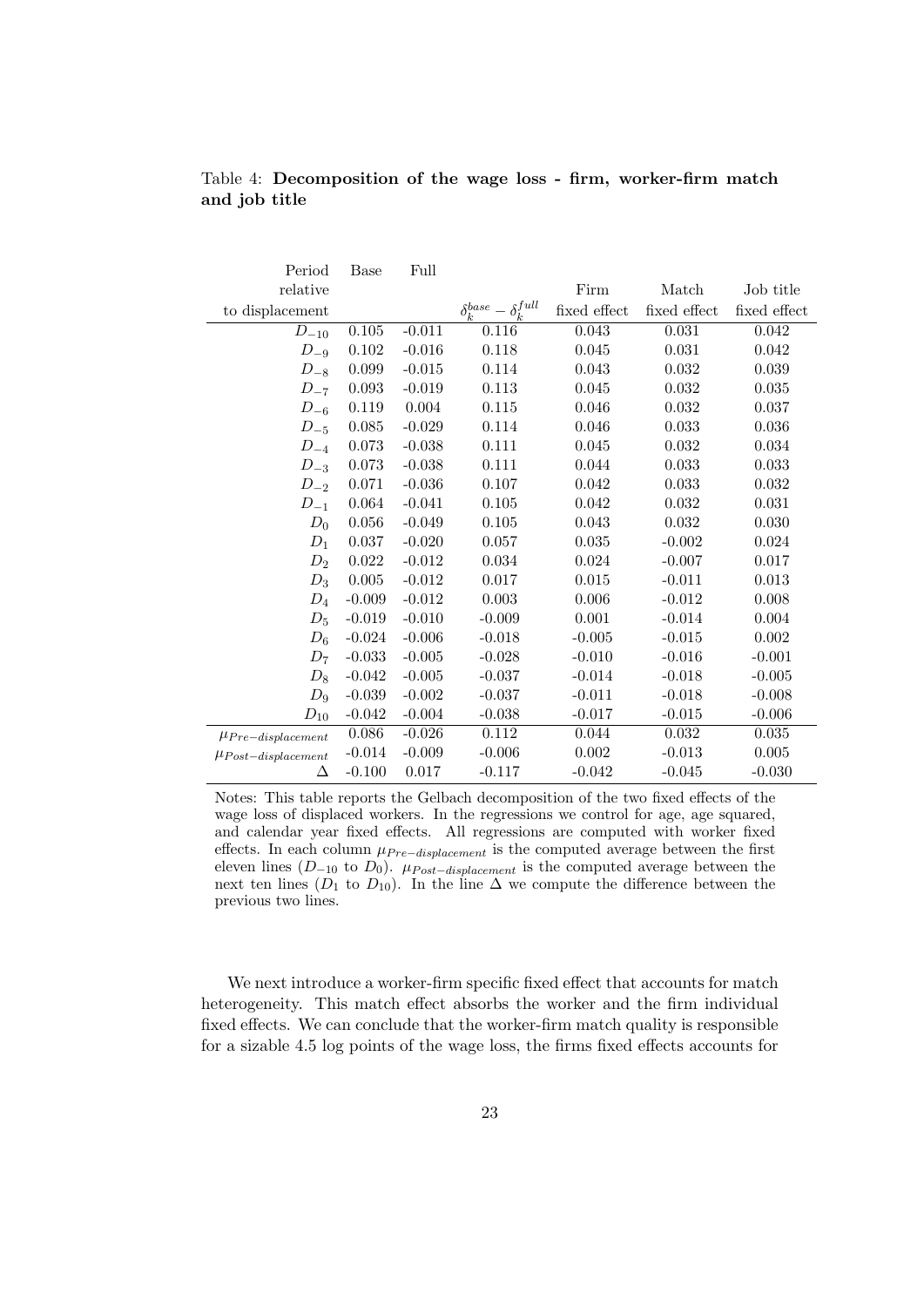Table 4: **Decomposition of the wage loss - firm, worker-firm match and job title**

| Period relative to displacement | Base | Full | $\delta_k^{base} - \delta_k^{full}$ | Firm fixed effect | Match fixed effect | Job title fixed effect |
|---|---|---|---|---|---|---|
| $D_{-10}$ | 0.105 | -0.011 | 0.116 | 0.043 | 0.031 | 0.042 |
| $D_{-9}$ | 0.102 | -0.016 | 0.118 | 0.045 | 0.031 | 0.042 |
| $D_{-8}$ | 0.099 | -0.015 | 0.114 | 0.043 | 0.032 | 0.039 |
| $D_{-7}$ | 0.093 | -0.019 | 0.113 | 0.045 | 0.032 | 0.035 |
| $D_{-6}$ | 0.119 | 0.004 | 0.115 | 0.046 | 0.032 | 0.037 |
| $D_{-5}$ | 0.085 | -0.029 | 0.114 | 0.046 | 0.033 | 0.036 |
| $D_{-4}$ | 0.073 | -0.038 | 0.111 | 0.045 | 0.032 | 0.034 |
| $D_{-3}$ | 0.073 | -0.038 | 0.111 | 0.044 | 0.033 | 0.033 |
| $D_{-2}$ | 0.071 | -0.036 | 0.107 | 0.042 | 0.033 | 0.032 |
| $D_{-1}$ | 0.064 | -0.041 | 0.105 | 0.042 | 0.032 | 0.031 |
| $D_0$ | 0.056 | -0.049 | 0.105 | 0.043 | 0.032 | 0.030 |
| $D_1$ | 0.037 | -0.020 | 0.057 | 0.035 | -0.002 | 0.024 |
| $D_2$ | 0.022 | -0.012 | 0.034 | 0.024 | -0.007 | 0.017 |
| $D_3$ | 0.005 | -0.012 | 0.017 | 0.015 | -0.011 | 0.013 |
| $D_4$ | -0.009 | -0.012 | 0.003 | 0.006 | -0.012 | 0.008 |
| $D_5$ | -0.019 | -0.010 | -0.009 | 0.001 | -0.014 | 0.004 |
| $D_6$ | -0.024 | -0.006 | -0.018 | -0.005 | -0.015 | 0.002 |
| $D_7$ | -0.033 | -0.005 | -0.028 | -0.010 | -0.016 | -0.001 |
| $D_8$ | -0.042 | -0.005 | -0.037 | -0.014 | -0.018 | -0.005 |
| $D_9$ | -0.039 | -0.002 | -0.037 | -0.011 | -0.018 | -0.008 |
| $D_{10}$ | -0.042 | -0.004 | -0.038 | -0.017 | -0.015 | -0.006 |
| $\mu_{Pre-displacement}$ | 0.086 | -0.026 | 0.112 | 0.044 | 0.032 | 0.035 |
| $\mu_{Post-displacement}$ | -0.014 | -0.009 | -0.006 | 0.002 | -0.013 | 0.005 |
| $\Delta$ | -0.100 | 0.017 | -0.117 | -0.042 | -0.045 | -0.030 |

Notes: This table reports the Gelbach decomposition of the two fixed effects of the wage loss of displaced workers. In the regressions we control for age, age squared, and calendar year fixed effects. All regressions are computed with worker fixed effects. In each column $\mu_{Pre-displacement}$ is the computed average between the first eleven lines ($D_{-10}$ to $D_0$). $\mu_{Post-displacement}$ is the computed average between the next ten lines ($D_1$ to $D_{10}$). In the line $\Delta$ we compute the difference between the previous two lines.

We next introduce a worker-firm specific fixed effect that accounts for match heterogeneity. This match effect absorbs the worker and the firm individual fixed effects. We can conclude that the worker-firm match quality is responsible for a sizable 4.5 log points of the wage loss, the firms fixed effects accounts for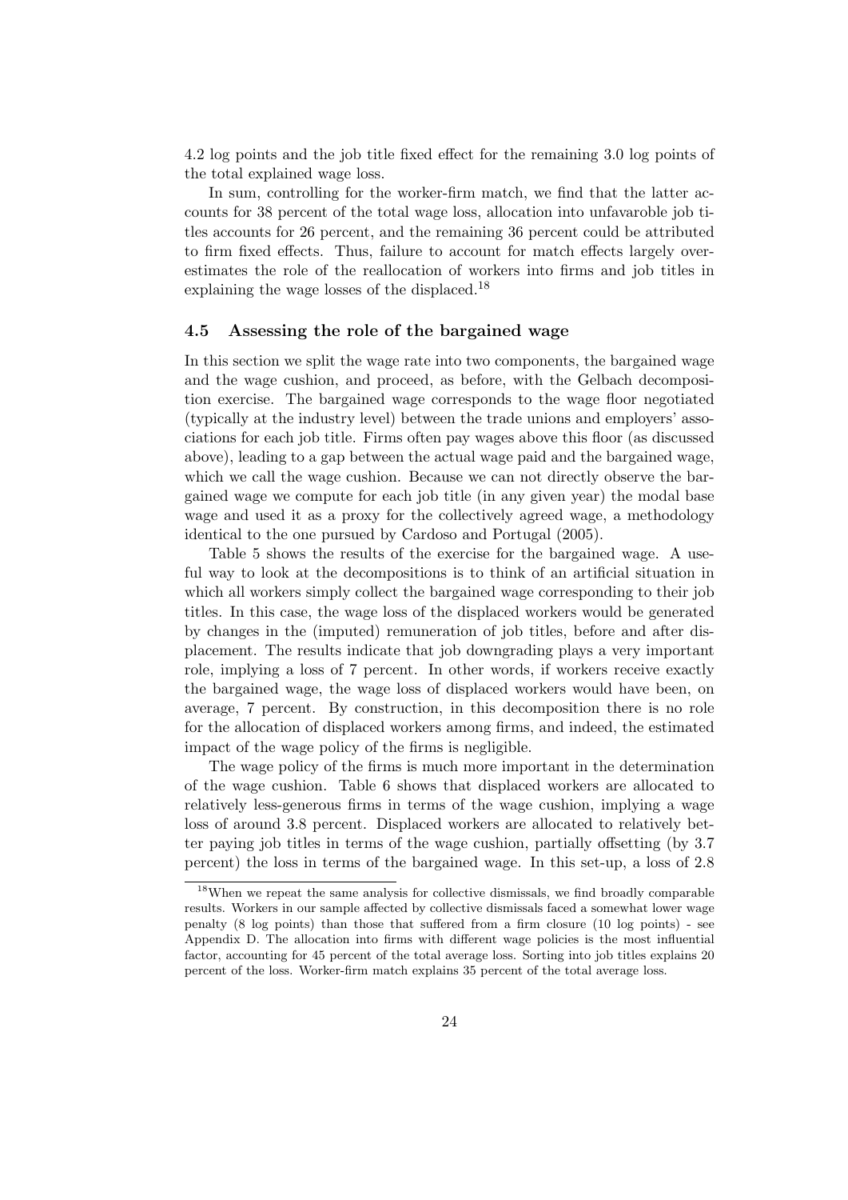4.2 log points and the job title fixed effect for the remaining 3.0 log points of the total explained wage loss.

In sum, controlling for the worker-firm match, we find that the latter accounts for 38 percent of the total wage loss, allocation into unfavaroble job titles accounts for 26 percent, and the remaining 36 percent could be attributed to firm fixed effects. Thus, failure to account for match effects largely overestimates the role of the reallocation of workers into firms and job titles in explaining the wage losses of the displaced.[18]

### 4.5 Assessing the role of the bargained wage

In this section we split the wage rate into two components, the bargained wage and the wage cushion, and proceed, as before, with the Gelbach decomposition exercise. The bargained wage corresponds to the wage floor negotiated (typically at the industry level) between the trade unions and employers' associations for each job title. Firms often pay wages above this floor (as discussed above), leading to a gap between the actual wage paid and the bargained wage, which we call the wage cushion. Because we can not directly observe the bargained wage we compute for each job title (in any given year) the modal base wage and used it as a proxy for the collectively agreed wage, a methodology identical to the one pursued by Cardoso and Portugal (2005).

Table 5 shows the results of the exercise for the bargained wage. A useful way to look at the decompositions is to think of an artificial situation in which all workers simply collect the bargained wage corresponding to their job titles. In this case, the wage loss of the displaced workers would be generated by changes in the (imputed) remuneration of job titles, before and after displacement. The results indicate that job downgrading plays a very important role, implying a loss of 7 percent. In other words, if workers receive exactly the bargained wage, the wage loss of displaced workers would have been, on average, 7 percent. By construction, in this decomposition there is no role for the allocation of displaced workers among firms, and indeed, the estimated impact of the wage policy of the firms is negligible.

The wage policy of the firms is much more important in the determination of the wage cushion. Table 6 shows that displaced workers are allocated to relatively less-generous firms in terms of the wage cushion, implying a wage loss of around 3.8 percent. Displaced workers are allocated to relatively better paying job titles in terms of the wage cushion, partially offsetting (by 3.7 percent) the loss in terms of the bargained wage. In this set-up, a loss of 2.8

[18] When we repeat the same analysis for collective dismissals, we find broadly comparable results. Workers in our sample affected by collective dismissals faced a somewhat lower wage penalty (8 log points) than those that suffered from a firm closure (10 log points) - see Appendix D. The allocation into firms with different wage policies is the most influential factor, accounting for 45 percent of the total average loss. Sorting into job titles explains 20 percent of the loss. Worker-firm match explains 35 percent of the total average loss.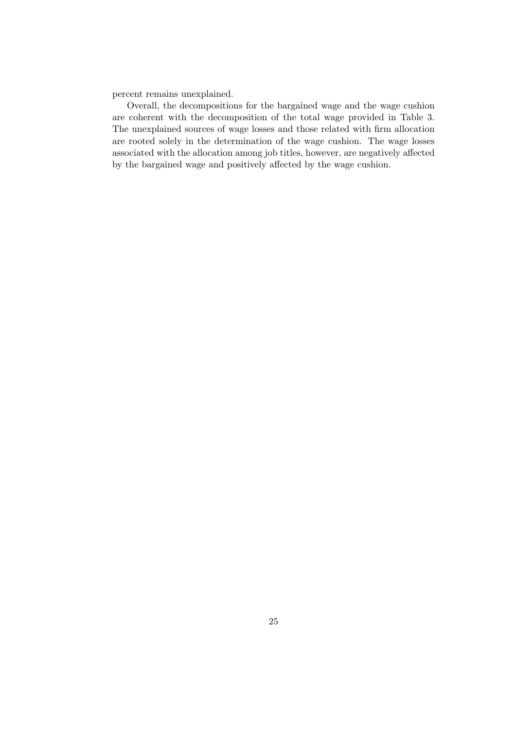percent remains unexplained.

Overall, the decompositions for the bargained wage and the wage cushion are coherent with the decomposition of the total wage provided in Table 3. The unexplained sources of wage losses and those related with firm allocation are rooted solely in the determination of the wage cushion. The wage losses associated with the allocation among job titles, however, are negatively affected by the bargained wage and positively affected by the wage cushion.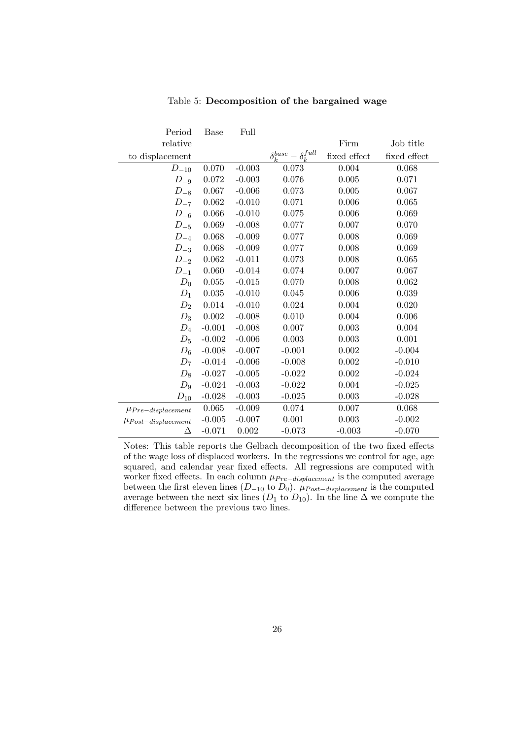Table 5: **Decomposition of the bargained wage**

| Period relative to displacement | Base | Full | $\delta_k^{base} - \delta_k^{full}$ | Firm fixed effect | Job title fixed effect |
|---|---|---|---|---|---|
| $D_{-10}$ | 0.070 | -0.003 | 0.073 | 0.004 | 0.068 |
| $D_{-9}$ | 0.072 | -0.003 | 0.076 | 0.005 | 0.071 |
| $D_{-8}$ | 0.067 | -0.006 | 0.073 | 0.005 | 0.067 |
| $D_{-7}$ | 0.062 | -0.010 | 0.071 | 0.006 | 0.065 |
| $D_{-6}$ | 0.066 | -0.010 | 0.075 | 0.006 | 0.069 |
| $D_{-5}$ | 0.069 | -0.008 | 0.077 | 0.007 | 0.070 |
| $D_{-4}$ | 0.068 | -0.009 | 0.077 | 0.008 | 0.069 |
| $D_{-3}$ | 0.068 | -0.009 | 0.077 | 0.008 | 0.069 |
| $D_{-2}$ | 0.062 | -0.011 | 0.073 | 0.008 | 0.065 |
| $D_{-1}$ | 0.060 | -0.014 | 0.074 | 0.007 | 0.067 |
| $D_0$ | 0.055 | -0.015 | 0.070 | 0.008 | 0.062 |
| $D_1$ | 0.035 | -0.010 | 0.045 | 0.006 | 0.039 |
| $D_2$ | 0.014 | -0.010 | 0.024 | 0.004 | 0.020 |
| $D_3$ | 0.002 | -0.008 | 0.010 | 0.004 | 0.006 |
| $D_4$ | -0.001 | -0.008 | 0.007 | 0.003 | 0.004 |
| $D_5$ | -0.002 | -0.006 | 0.003 | 0.003 | 0.001 |
| $D_6$ | -0.008 | -0.007 | -0.001 | 0.002 | -0.004 |
| $D_7$ | -0.014 | -0.006 | -0.008 | 0.002 | -0.010 |
| $D_8$ | -0.027 | -0.005 | -0.022 | 0.002 | -0.024 |
| $D_9$ | -0.024 | -0.003 | -0.022 | 0.004 | -0.025 |
| $D_{10}$ | -0.028 | -0.003 | -0.025 | 0.003 | -0.028 |
| $\mu_{Pre-displacement}$ | 0.065 | -0.009 | 0.074 | 0.007 | 0.068 |
| $\mu_{Post-displacement}$ | -0.005 | -0.007 | 0.001 | 0.003 | -0.002 |
| $\Delta$ | -0.071 | 0.002 | -0.073 | -0.003 | -0.070 |

Notes: This table reports the Gelbach decomposition of the two fixed effects of the wage loss of displaced workers. In the regressions we control for age, age squared, and calendar year fixed effects. All regressions are computed with worker fixed effects. In each column $\mu_{Pre-displacement}$ is the computed average between the first eleven lines ($D_{-10}$ to $D_0$). $\mu_{Post-displacement}$ is the computed average between the next six lines ($D_1$ to $D_{10}$). In the line $\Delta$ we compute the difference between the previous two lines.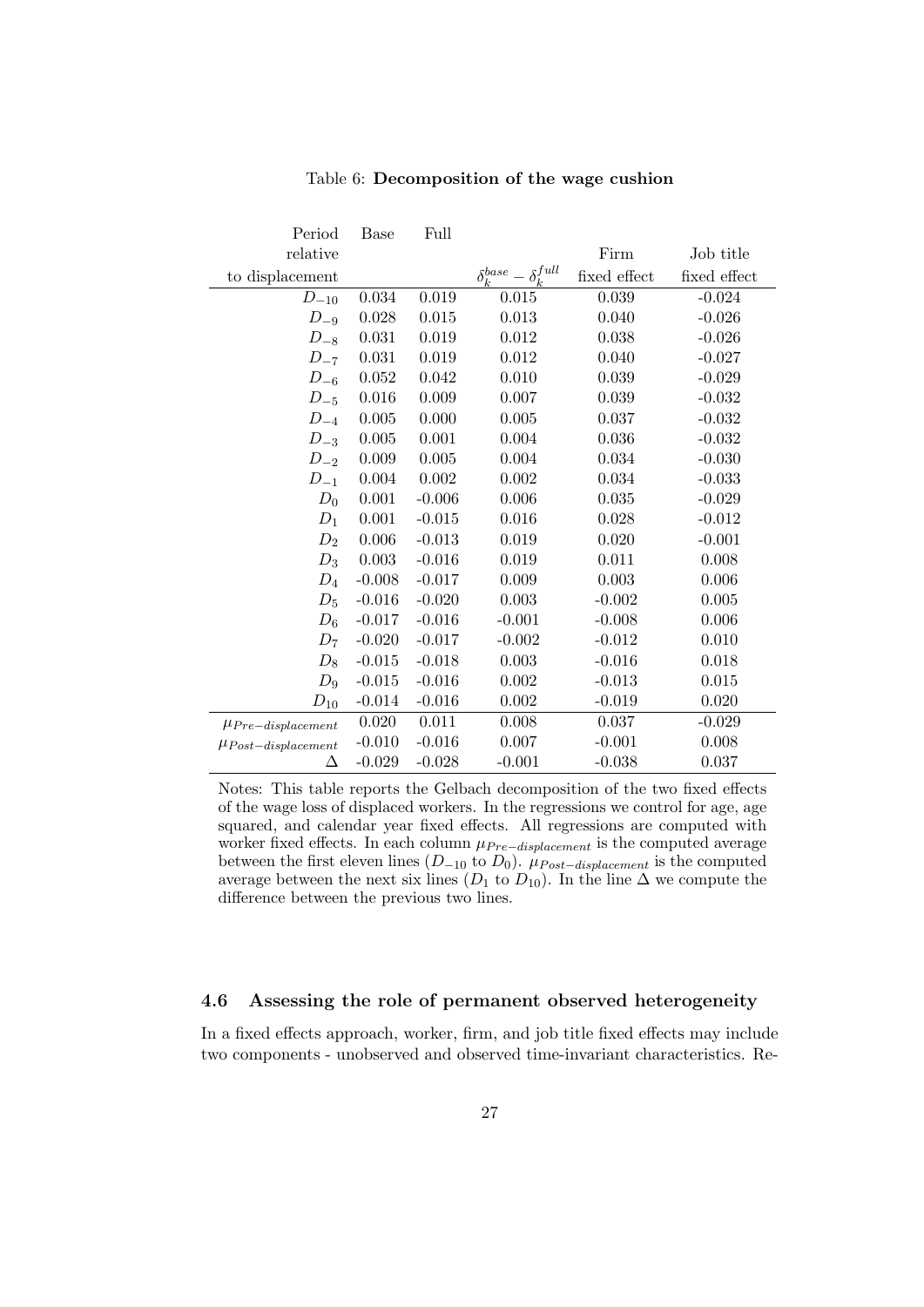Table 6: **Decomposition of the wage cushion**

| Period relative to displacement | Base | Full | $\delta_k^{base} - \delta_k^{full}$ | Firm fixed effect | Job title fixed effect |
|---|---|---|---|---|---|
| $D_{-10}$ | 0.034 | 0.019 | 0.015 | 0.039 | -0.024 |
| $D_{-9}$ | 0.028 | 0.015 | 0.013 | 0.040 | -0.026 |
| $D_{-8}$ | 0.031 | 0.019 | 0.012 | 0.038 | -0.026 |
| $D_{-7}$ | 0.031 | 0.019 | 0.012 | 0.040 | -0.027 |
| $D_{-6}$ | 0.052 | 0.042 | 0.010 | 0.039 | -0.029 |
| $D_{-5}$ | 0.016 | 0.009 | 0.007 | 0.039 | -0.032 |
| $D_{-4}$ | 0.005 | 0.000 | 0.005 | 0.037 | -0.032 |
| $D_{-3}$ | 0.005 | 0.001 | 0.004 | 0.036 | -0.032 |
| $D_{-2}$ | 0.009 | 0.005 | 0.004 | 0.034 | -0.030 |
| $D_{-1}$ | 0.004 | 0.002 | 0.002 | 0.034 | -0.033 |
| $D_{0}$ | 0.001 | -0.006 | 0.006 | 0.035 | -0.029 |
| $D_{1}$ | 0.001 | -0.015 | 0.016 | 0.028 | -0.012 |
| $D_{2}$ | 0.006 | -0.013 | 0.019 | 0.020 | -0.001 |
| $D_{3}$ | 0.003 | -0.016 | 0.019 | 0.011 | 0.008 |
| $D_{4}$ | -0.008 | -0.017 | 0.009 | 0.003 | 0.006 |
| $D_{5}$ | -0.016 | -0.020 | 0.003 | -0.002 | 0.005 |
| $D_{6}$ | -0.017 | -0.016 | -0.001 | -0.008 | 0.006 |
| $D_{7}$ | -0.020 | -0.017 | -0.002 | -0.012 | 0.010 |
| $D_{8}$ | -0.015 | -0.018 | 0.003 | -0.016 | 0.018 |
| $D_{9}$ | -0.015 | -0.016 | 0.002 | -0.013 | 0.015 |
| $D_{10}$ | -0.014 | -0.016 | 0.002 | -0.019 | 0.020 |
| $\mu_{Pre-displacement}$ | 0.020 | 0.011 | 0.008 | 0.037 | -0.029 |
| $\mu_{Post-displacement}$ | -0.010 | -0.016 | 0.007 | -0.001 | 0.008 |
| $\Delta$ | -0.029 | -0.028 | -0.001 | -0.038 | 0.037 |

Notes: This table reports the Gelbach decomposition of the two fixed effects of the wage loss of displaced workers. In the regressions we control for age, age squared, and calendar year fixed effects. All regressions are computed with worker fixed effects. In each column $\mu_{Pre-displacement}$ is the computed average between the first eleven lines ($D_{-10}$ to $D_0$). $\mu_{Post-displacement}$ is the computed average between the next six lines ($D_1$ to $D_{10}$). In the line $\Delta$ we compute the difference between the previous two lines.

### 4.6 Assessing the role of permanent observed heterogeneity

In a fixed effects approach, worker, firm, and job title fixed effects may include two components - unobserved and observed time-invariant characteristics. Re-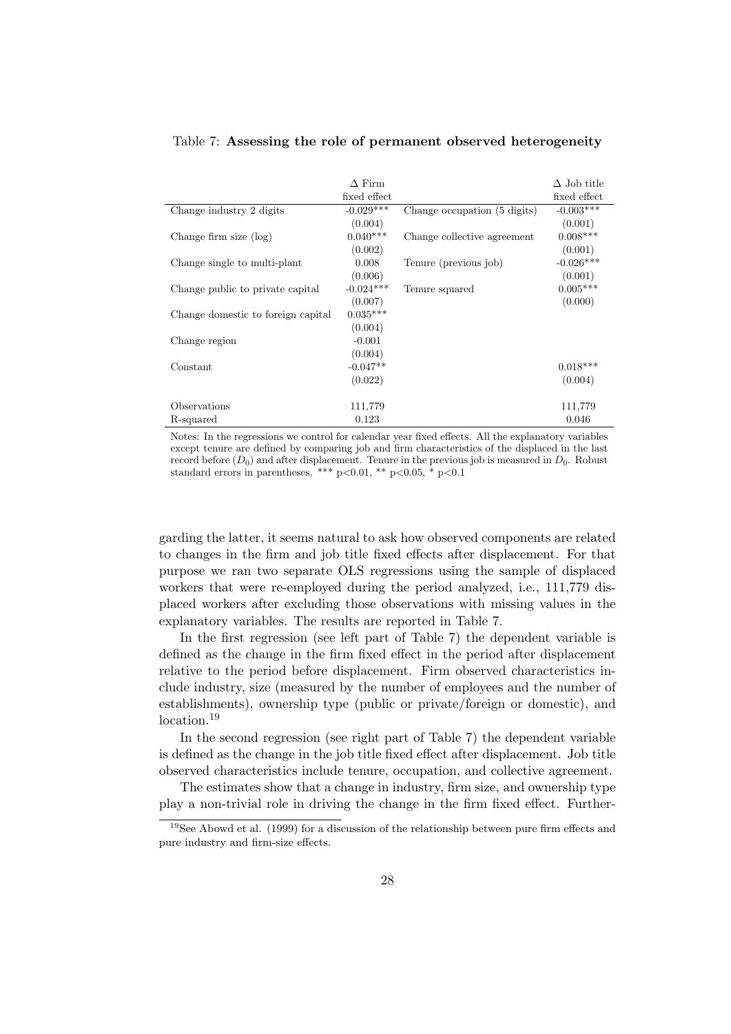Table 7: **Assessing the role of permanent observed heterogeneity**

| | Δ Firm fixed effect | | Δ Job title fixed effect |
|---|---|---|---|
| Change industry 2 digits | -0.029*** | Change occupation (5 digits) | -0.003*** |
| | (0.004) | | (0.001) |
| Change firm size (log) | 0.040*** | Change collective agreement | 0.008*** |
| | (0.002) | | (0.001) |
| Change single to multi-plant | 0.008 | Tenure (previous job) | -0.026*** |
| | (0.006) | | (0.001) |
| Change public to private capital | -0.024*** | Tenure squared | 0.005*** |
| | (0.007) | | (0.000) |
| Change domestic to foreign capital | 0.035*** | | |
| | (0.004) | | |
| Change region | -0.001 | | |
| | (0.004) | | |
| Constant | -0.047** | | 0.018*** |
| | (0.022) | | (0.004) |
| Observations | 111,779 | | 111,779 |
| R-squared | 0.123 | | 0.046 |

Notes: In the regressions we control for calendar year fixed effects. All the explanatory variables except tenure are defined by comparing job and firm characteristics of the displaced in the last record before ($D_0$) and after displacement. Tenure in the previous job is measured in $D_0$. Robust standard errors in parentheses. *** p<0.01, ** p<0.05, * p<0.1

garding the latter, it seems natural to ask how observed components are related to changes in the firm and job title fixed effects after displacement. For that purpose we ran two separate OLS regressions using the sample of displaced workers that were re-employed during the period analyzed, i.e., 111,779 displaced workers after excluding those observations with missing values in the explanatory variables. The results are reported in Table 7.

In the first regression (see left part of Table 7) the dependent variable is defined as the change in the firm fixed effect in the period after displacement relative to the period before displacement. Firm observed characteristics include industry, size (measured by the number of employees and the number of establishments), ownership type (public or private/foreign or domestic), and location.[19]

In the second regression (see right part of Table 7) the dependent variable is defined as the change in the job title fixed effect after displacement. Job title observed characteristics include tenure, occupation, and collective agreement.

The estimates show that a change in industry, firm size, and ownership type play a non-trivial role in driving the change in the firm fixed effect. Further-

[19] See Abowd et al. (1999) for a discussion of the relationship between pure firm effects and pure industry and firm-size effects.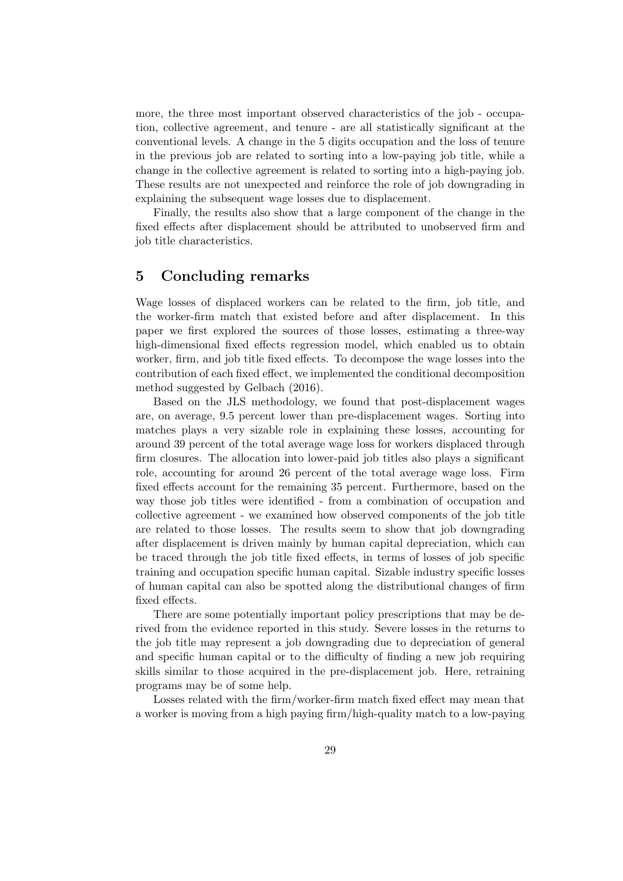more, the three most important observed characteristics of the job - occupation, collective agreement, and tenure - are all statistically significant at the conventional levels. A change in the 5 digits occupation and the loss of tenure in the previous job are related to sorting into a low-paying job title, while a change in the collective agreement is related to sorting into a high-paying job. These results are not unexpected and reinforce the role of job downgrading in explaining the subsequent wage losses due to displacement.

Finally, the results also show that a large component of the change in the fixed effects after displacement should be attributed to unobserved firm and job title characteristics.

## 5 Concluding remarks

Wage losses of displaced workers can be related to the firm, job title, and the worker-firm match that existed before and after displacement. In this paper we first explored the sources of those losses, estimating a three-way high-dimensional fixed effects regression model, which enabled us to obtain worker, firm, and job title fixed effects. To decompose the wage losses into the contribution of each fixed effect, we implemented the conditional decomposition method suggested by Gelbach (2016).

Based on the JLS methodology, we found that post-displacement wages are, on average, 9.5 percent lower than pre-displacement wages. Sorting into matches plays a very sizable role in explaining these losses, accounting for around 39 percent of the total average wage loss for workers displaced through firm closures. The allocation into lower-paid job titles also plays a significant role, accounting for around 26 percent of the total average wage loss. Firm fixed effects account for the remaining 35 percent. Furthermore, based on the way those job titles were identified - from a combination of occupation and collective agreement - we examined how observed components of the job title are related to those losses. The results seem to show that job downgrading after displacement is driven mainly by human capital depreciation, which can be traced through the job title fixed effects, in terms of losses of job specific training and occupation specific human capital. Sizable industry specific losses of human capital can also be spotted along the distributional changes of firm fixed effects.

There are some potentially important policy prescriptions that may be derived from the evidence reported in this study. Severe losses in the returns to the job title may represent a job downgrading due to depreciation of general and specific human capital or to the difficulty of finding a new job requiring skills similar to those acquired in the pre-displacement job. Here, retraining programs may be of some help.

Losses related with the firm/worker-firm match fixed effect may mean that a worker is moving from a high paying firm/high-quality match to a low-paying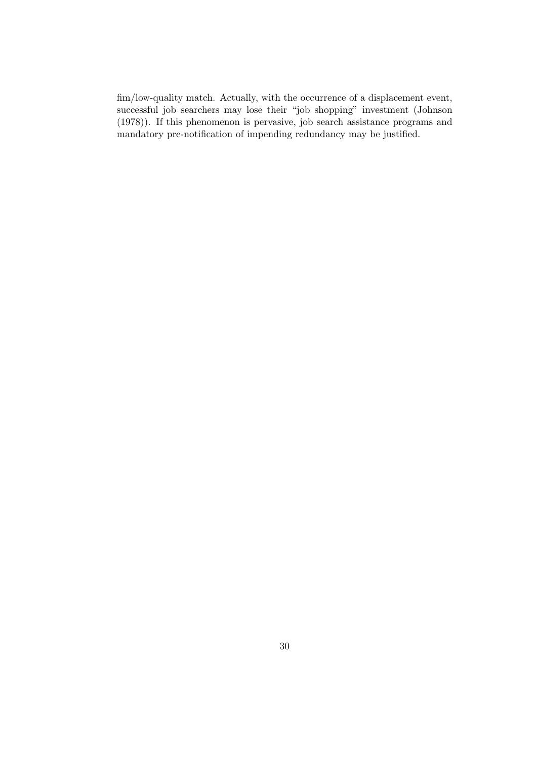fim/low-quality match. Actually, with the occurrence of a displacement event, successful job searchers may lose their "job shopping" investment (Johnson (1978)). If this phenomenon is pervasive, job search assistance programs and mandatory pre-notification of impending redundancy may be justified.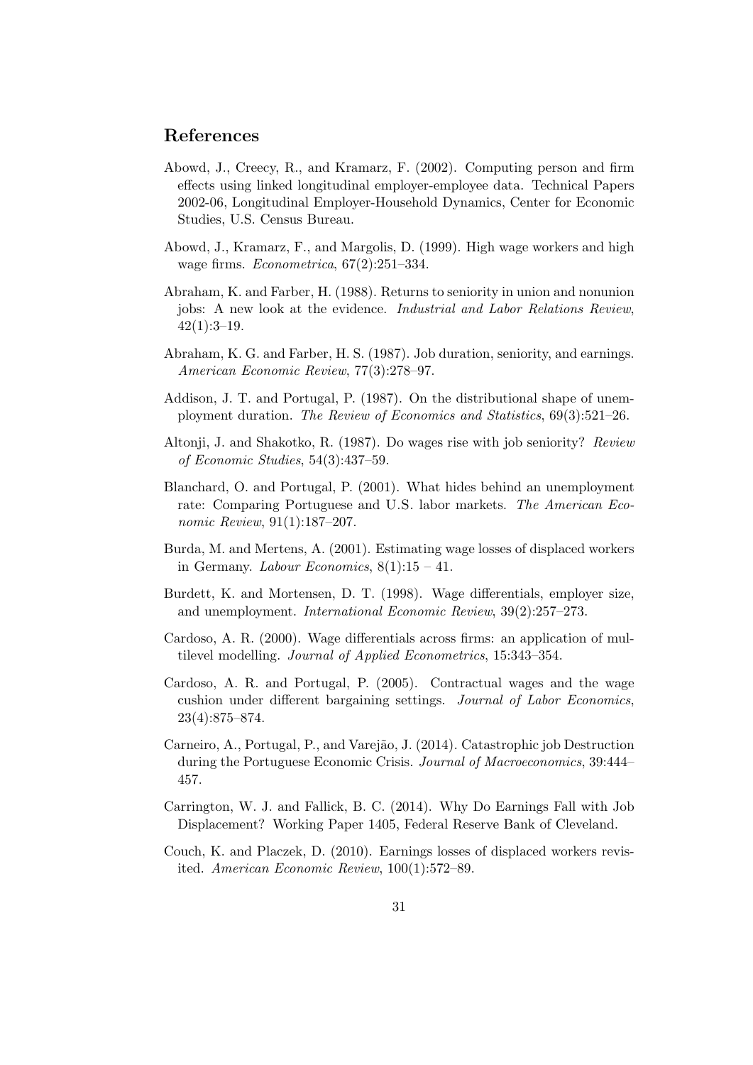## References

Abowd, J., Creecy, R., and Kramarz, F. (2002). Computing person and firm effects using linked longitudinal employer-employee data. Technical Papers 2002-06, Longitudinal Employer-Household Dynamics, Center for Economic Studies, U.S. Census Bureau.

Abowd, J., Kramarz, F., and Margolis, D. (1999). High wage workers and high wage firms. *Econometrica*, 67(2):251–334.

Abraham, K. and Farber, H. (1988). Returns to seniority in union and nonunion jobs: A new look at the evidence. *Industrial and Labor Relations Review*, 42(1):3–19.

Abraham, K. G. and Farber, H. S. (1987). Job duration, seniority, and earnings. *American Economic Review*, 77(3):278–97.

Addison, J. T. and Portugal, P. (1987). On the distributional shape of unemployment duration. *The Review of Economics and Statistics*, 69(3):521–26.

Altonji, J. and Shakotko, R. (1987). Do wages rise with job seniority? *Review of Economic Studies*, 54(3):437–59.

Blanchard, O. and Portugal, P. (2001). What hides behind an unemployment rate: Comparing Portuguese and U.S. labor markets. *The American Economic Review*, 91(1):187–207.

Burda, M. and Mertens, A. (2001). Estimating wage losses of displaced workers in Germany. *Labour Economics*, 8(1):15 – 41.

Burdett, K. and Mortensen, D. T. (1998). Wage differentials, employer size, and unemployment. *International Economic Review*, 39(2):257–273.

Cardoso, A. R. (2000). Wage differentials across firms: an application of multilevel modelling. *Journal of Applied Econometrics*, 15:343–354.

Cardoso, A. R. and Portugal, P. (2005). Contractual wages and the wage cushion under different bargaining settings. *Journal of Labor Economics*, 23(4):875–874.

Carneiro, A., Portugal, P., and Varejão, J. (2014). Catastrophic job Destruction during the Portuguese Economic Crisis. *Journal of Macroeconomics*, 39:444–457.

Carrington, W. J. and Fallick, B. C. (2014). Why Do Earnings Fall with Job Displacement? Working Paper 1405, Federal Reserve Bank of Cleveland.

Couch, K. and Placzek, D. (2010). Earnings losses of displaced workers revisited. *American Economic Review*, 100(1):572–89.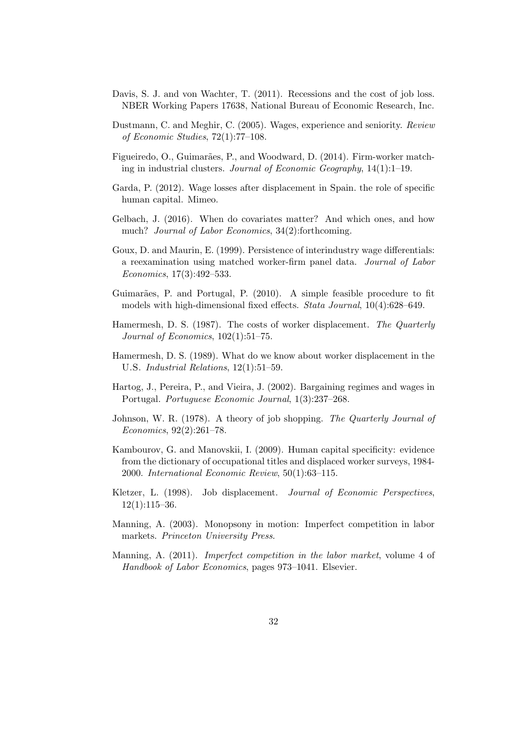Davis, S. J. and von Wachter, T. (2011). Recessions and the cost of job loss. NBER Working Papers 17638, National Bureau of Economic Research, Inc.

Dustmann, C. and Meghir, C. (2005). Wages, experience and seniority. *Review of Economic Studies*, 72(1):77–108.

Figueiredo, O., Guimarães, P., and Woodward, D. (2014). Firm-worker matching in industrial clusters. *Journal of Economic Geography*, 14(1):1–19.

Garda, P. (2012). Wage losses after displacement in Spain. the role of specific human capital. Mimeo.

Gelbach, J. (2016). When do covariates matter? And which ones, and how much? *Journal of Labor Economics*, 34(2):forthcoming.

Goux, D. and Maurin, E. (1999). Persistence of interindustry wage differentials: a reexamination using matched worker-firm panel data. *Journal of Labor Economics*, 17(3):492–533.

Guimarães, P. and Portugal, P. (2010). A simple feasible procedure to fit models with high-dimensional fixed effects. *Stata Journal*, 10(4):628–649.

Hamermesh, D. S. (1987). The costs of worker displacement. *The Quarterly Journal of Economics*, 102(1):51–75.

Hamermesh, D. S. (1989). What do we know about worker displacement in the U.S. *Industrial Relations*, 12(1):51–59.

Hartog, J., Pereira, P., and Vieira, J. (2002). Bargaining regimes and wages in Portugal. *Portuguese Economic Journal*, 1(3):237–268.

Johnson, W. R. (1978). A theory of job shopping. *The Quarterly Journal of Economics*, 92(2):261–78.

Kambourov, G. and Manovskii, I. (2009). Human capital specificity: evidence from the dictionary of occupational titles and displaced worker surveys, 1984-2000. *International Economic Review*, 50(1):63–115.

Kletzer, L. (1998). Job displacement. *Journal of Economic Perspectives*, 12(1):115–36.

Manning, A. (2003). Monopsony in motion: Imperfect competition in labor markets. *Princeton University Press*.

Manning, A. (2011). *Imperfect competition in the labor market*, volume 4 of *Handbook of Labor Economics*, pages 973–1041. Elsevier.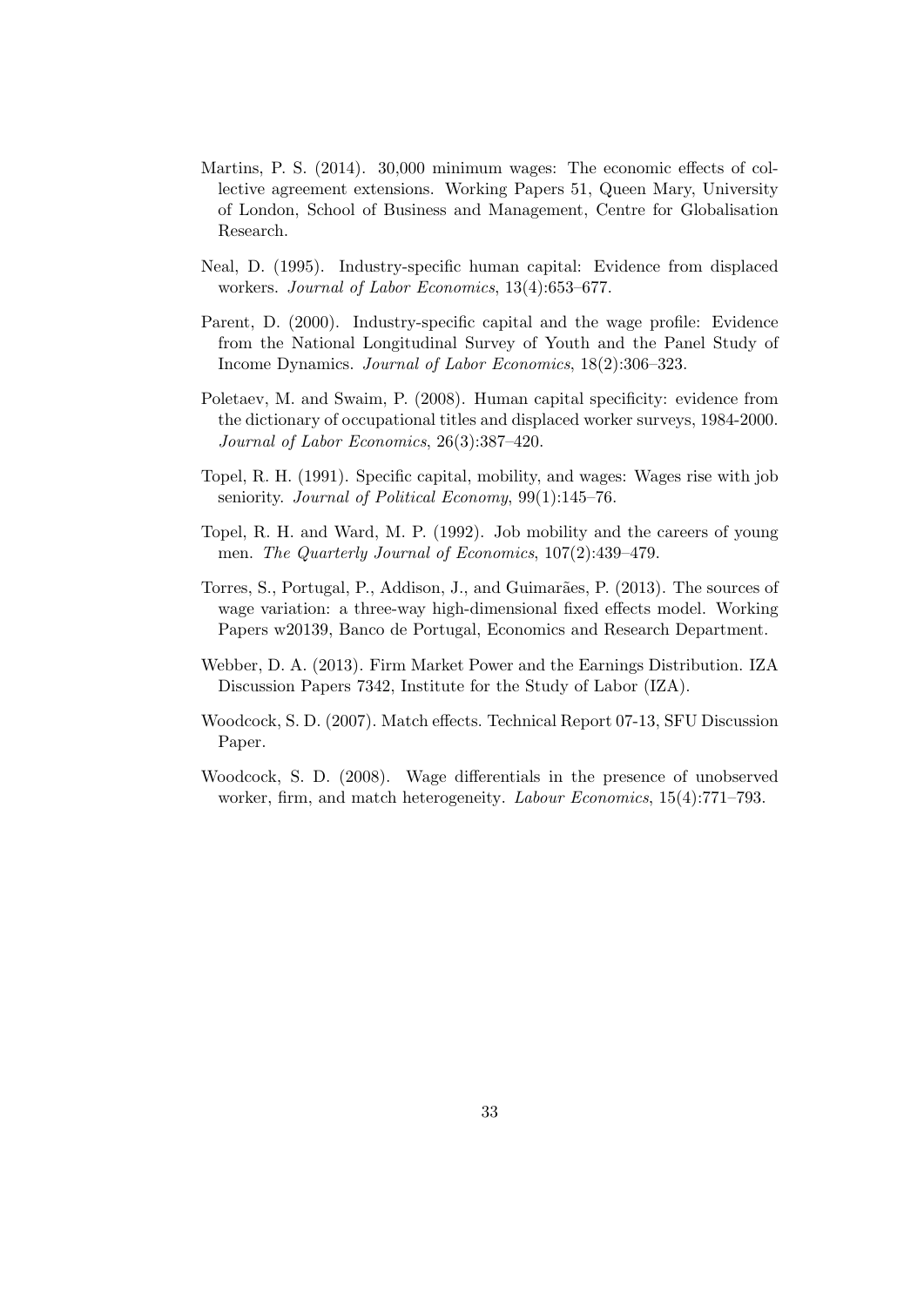Martins, P. S. (2014). 30,000 minimum wages: The economic effects of collective agreement extensions. Working Papers 51, Queen Mary, University of London, School of Business and Management, Centre for Globalisation Research.

Neal, D. (1995). Industry-specific human capital: Evidence from displaced workers. *Journal of Labor Economics*, 13(4):653–677.

Parent, D. (2000). Industry-specific capital and the wage profile: Evidence from the National Longitudinal Survey of Youth and the Panel Study of Income Dynamics. *Journal of Labor Economics*, 18(2):306–323.

Poletaev, M. and Swaim, P. (2008). Human capital specificity: evidence from the dictionary of occupational titles and displaced worker surveys, 1984-2000. *Journal of Labor Economics*, 26(3):387–420.

Topel, R. H. (1991). Specific capital, mobility, and wages: Wages rise with job seniority. *Journal of Political Economy*, 99(1):145–76.

Topel, R. H. and Ward, M. P. (1992). Job mobility and the careers of young men. *The Quarterly Journal of Economics*, 107(2):439–479.

Torres, S., Portugal, P., Addison, J., and Guimarães, P. (2013). The sources of wage variation: a three-way high-dimensional fixed effects model. Working Papers w20139, Banco de Portugal, Economics and Research Department.

Webber, D. A. (2013). Firm Market Power and the Earnings Distribution. IZA Discussion Papers 7342, Institute for the Study of Labor (IZA).

Woodcock, S. D. (2007). Match effects. Technical Report 07-13, SFU Discussion Paper.

Woodcock, S. D. (2008). Wage differentials in the presence of unobserved worker, firm, and match heterogeneity. *Labour Economics*, 15(4):771–793.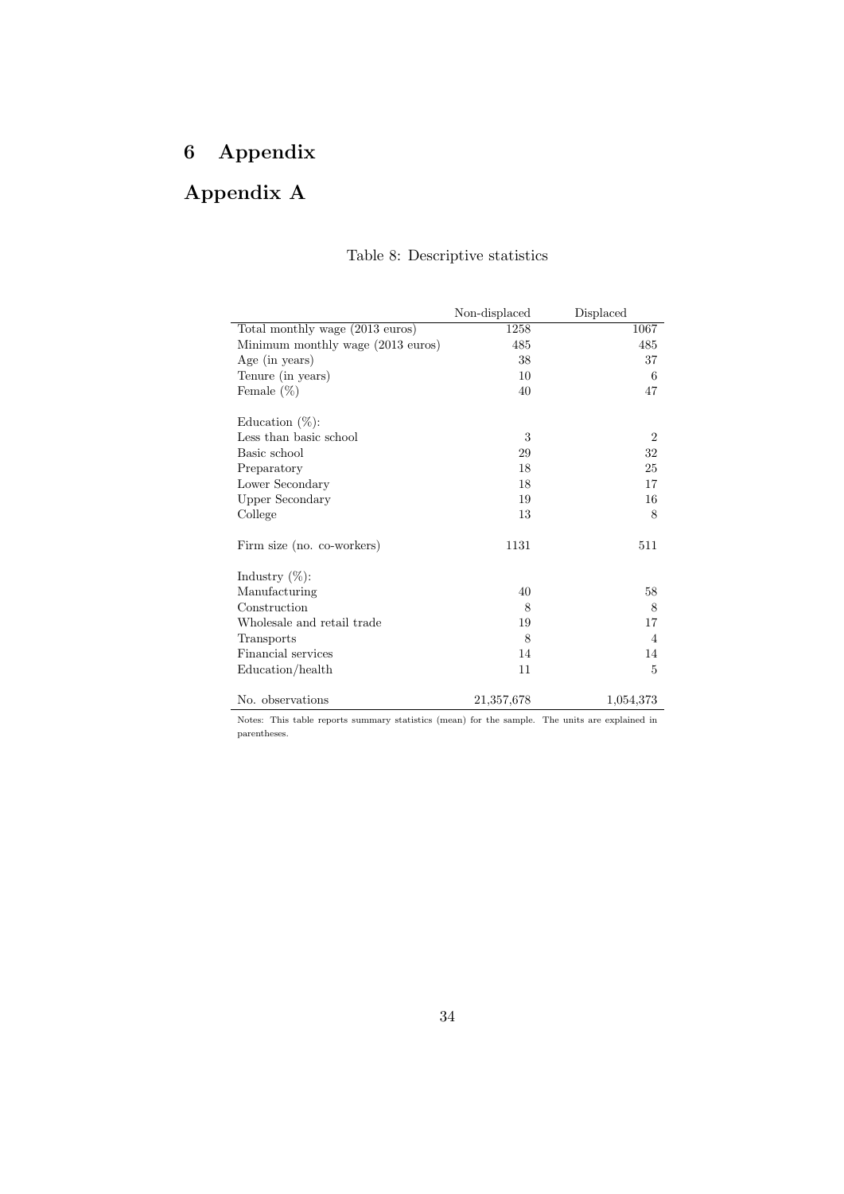# 6 Appendix

# Appendix A

Table 8: Descriptive statistics

| | Non-displaced | Displaced |
|---|---|---|
| Total monthly wage (2013 euros) | 1258 | 1067 |
| Minimum monthly wage (2013 euros) | 485 | 485 |
| Age (in years) | 38 | 37 |
| Tenure (in years) | 10 | 6 |
| Female (%) | 40 | 47 |
| | | |
| Education (%): | | |
| Less than basic school | 3 | 2 |
| Basic school | 29 | 32 |
| Preparatory | 18 | 25 |
| Lower Secondary | 18 | 17 |
| Upper Secondary | 19 | 16 |
| College | 13 | 8 |
| | | |
| Firm size (no. co-workers) | 1131 | 511 |
| | | |
| Industry (%): | | |
| Manufacturing | 40 | 58 |
| Construction | 8 | 8 |
| Wholesale and retail trade | 19 | 17 |
| Transports | 8 | 4 |
| Financial services | 14 | 14 |
| Education/health | 11 | 5 |
| | | |
| No. observations | 21,357,678 | 1,054,373 |

Notes: This table reports summary statistics (mean) for the sample. The units are explained in parentheses.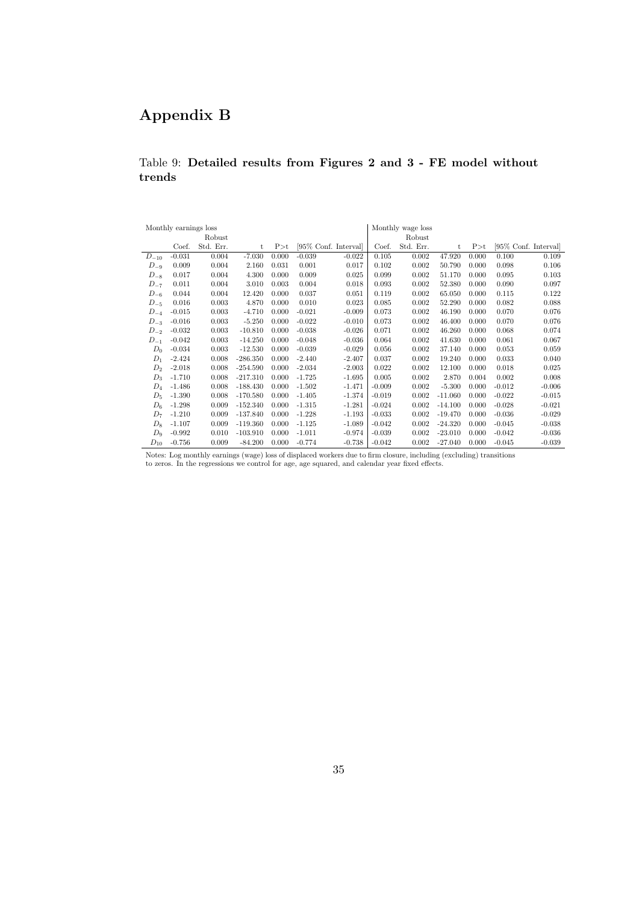# Appendix B

Table 9: **Detailed results from Figures 2 and 3 - FE model without trends**

| Monthly earnings loss | | | | | | | Monthly wage loss | | | | | |
|---|---|---|---|---|---|---|---|---|---|---|---|---|
| | Coef. | Robust Std. Err. | t | P>t | [95% Conf. Interval] | | Coef. | Robust Std. Err. | t | P>t | [95% Conf. Interval] | |
| $D_{-10}$ | -0.031 | 0.004 | -7.030 | 0.000 | -0.039 | -0.022 | 0.105 | 0.002 | 47.920 | 0.000 | 0.100 | 0.109 |
| $D_{-9}$ | 0.009 | 0.004 | 2.160 | 0.031 | 0.001 | 0.017 | 0.102 | 0.002 | 50.790 | 0.000 | 0.098 | 0.106 |
| $D_{-8}$ | 0.017 | 0.004 | 4.300 | 0.000 | 0.009 | 0.025 | 0.099 | 0.002 | 51.170 | 0.000 | 0.095 | 0.103 |
| $D_{-7}$ | 0.011 | 0.004 | 3.010 | 0.003 | 0.004 | 0.018 | 0.093 | 0.002 | 52.380 | 0.000 | 0.090 | 0.097 |
| $D_{-6}$ | 0.044 | 0.004 | 12.420 | 0.000 | 0.037 | 0.051 | 0.119 | 0.002 | 65.050 | 0.000 | 0.115 | 0.122 |
| $D_{-5}$ | 0.016 | 0.003 | 4.870 | 0.000 | 0.010 | 0.023 | 0.085 | 0.002 | 52.290 | 0.000 | 0.082 | 0.088 |
| $D_{-4}$ | -0.015 | 0.003 | -4.710 | 0.000 | -0.021 | -0.009 | 0.073 | 0.002 | 46.190 | 0.000 | 0.070 | 0.076 |
| $D_{-3}$ | -0.016 | 0.003 | -5.250 | 0.000 | -0.022 | -0.010 | 0.073 | 0.002 | 46.400 | 0.000 | 0.070 | 0.076 |
| $D_{-2}$ | -0.032 | 0.003 | -10.810 | 0.000 | -0.038 | -0.026 | 0.071 | 0.002 | 46.260 | 0.000 | 0.068 | 0.074 |
| $D_{-1}$ | -0.042 | 0.003 | -14.250 | 0.000 | -0.048 | -0.036 | 0.064 | 0.002 | 41.630 | 0.000 | 0.061 | 0.067 |
| $D_0$ | -0.034 | 0.003 | -12.530 | 0.000 | -0.039 | -0.029 | 0.056 | 0.002 | 37.140 | 0.000 | 0.053 | 0.059 |
| $D_1$ | -2.424 | 0.008 | -286.350 | 0.000 | -2.440 | -2.407 | 0.037 | 0.002 | 19.240 | 0.000 | 0.033 | 0.040 |
| $D_2$ | -2.018 | 0.008 | -254.590 | 0.000 | -2.034 | -2.003 | 0.022 | 0.002 | 12.100 | 0.000 | 0.018 | 0.025 |
| $D_3$ | -1.710 | 0.008 | -217.310 | 0.000 | -1.725 | -1.695 | 0.005 | 0.002 | 2.870 | 0.004 | 0.002 | 0.008 |
| $D_4$ | -1.486 | 0.008 | -188.430 | 0.000 | -1.502 | -1.471 | -0.009 | 0.002 | -5.300 | 0.000 | -0.012 | -0.006 |
| $D_5$ | -1.390 | 0.008 | -170.580 | 0.000 | -1.405 | -1.374 | -0.019 | 0.002 | -11.060 | 0.000 | -0.022 | -0.015 |
| $D_6$ | -1.298 | 0.009 | -152.340 | 0.000 | -1.315 | -1.281 | -0.024 | 0.002 | -14.100 | 0.000 | -0.028 | -0.021 |
| $D_7$ | -1.210 | 0.009 | -137.840 | 0.000 | -1.228 | -1.193 | -0.033 | 0.002 | -19.470 | 0.000 | -0.036 | -0.029 |
| $D_8$ | -1.107 | 0.009 | -119.360 | 0.000 | -1.125 | -1.089 | -0.042 | 0.002 | -24.320 | 0.000 | -0.045 | -0.038 |
| $D_9$ | -0.992 | 0.010 | -103.910 | 0.000 | -1.011 | -0.974 | -0.039 | 0.002 | -23.010 | 0.000 | -0.042 | -0.036 |
| $D_{10}$ | -0.756 | 0.009 | -84.200 | 0.000 | -0.774 | -0.738 | -0.042 | 0.002 | -27.040 | 0.000 | -0.045 | -0.039 |

Notes: Log monthly earnings (wage) loss of displaced workers due to firm closure, including (excluding) transitions to zeros. In the regressions we control for age, age squared, and calendar year fixed effects.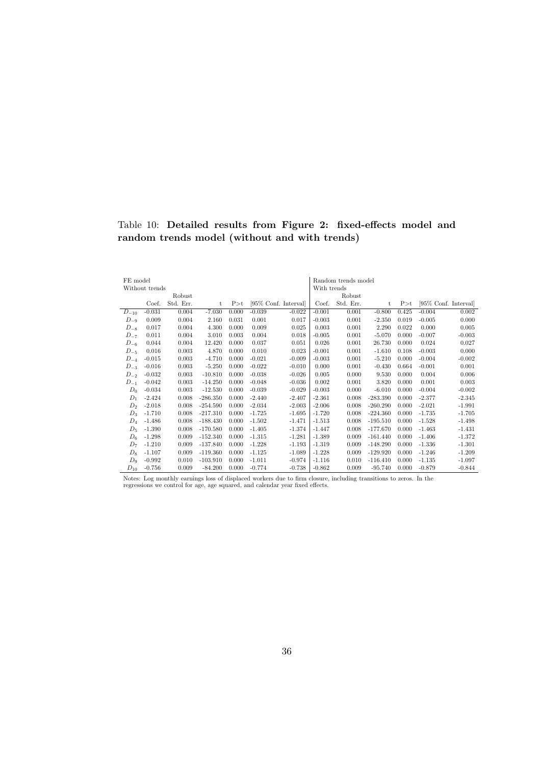Table 10: **Detailed results from Figure 2: fixed-effects model and random trends model (without and with trends)**

| FE model | | | | | | | | Random trends model | | | | | | |
|---|---|---|---|---|---|---|---|---|---|---|---|---|---|---|
| Without trends | | | | | | | | With trends | | | | | | |
| | | Robust | | | | | | | Robust | | | | | |
| | Coef. | Std. Err. | t | P>t | [95% Conf. Interval] | | | Coef. | Std. Err. | t | P>t | [95% Conf. Interval] | | |
| $D_{-10}$ | -0.031 | 0.004 | -7.030 | 0.000 | -0.039 | -0.022 | | -0.001 | 0.001 | -0.800 | 0.425 | -0.004 | 0.002 | |
| $D_{-9}$ | 0.009 | 0.004 | 2.160 | 0.031 | 0.001 | 0.017 | | -0.003 | 0.001 | -2.350 | 0.019 | -0.005 | 0.000 | |
| $D_{-8}$ | 0.017 | 0.004 | 4.300 | 0.000 | 0.009 | 0.025 | | 0.003 | 0.001 | 2.290 | 0.022 | 0.000 | 0.005 | |
| $D_{-7}$ | 0.011 | 0.004 | 3.010 | 0.003 | 0.004 | 0.018 | | -0.005 | 0.001 | -5.070 | 0.000 | -0.007 | -0.003 | |
| $D_{-6}$ | 0.044 | 0.004 | 12.420 | 0.000 | 0.037 | 0.051 | | 0.026 | 0.001 | 26.730 | 0.000 | 0.024 | 0.027 | |
| $D_{-5}$ | 0.016 | 0.003 | 4.870 | 0.000 | 0.010 | 0.023 | | -0.001 | 0.001 | -1.610 | 0.108 | -0.003 | 0.000 | |
| $D_{-4}$ | -0.015 | 0.003 | -4.710 | 0.000 | -0.021 | -0.009 | | -0.003 | 0.001 | -5.210 | 0.000 | -0.004 | -0.002 | |
| $D_{-3}$ | -0.016 | 0.003 | -5.250 | 0.000 | -0.022 | -0.010 | | 0.000 | 0.001 | -0.430 | 0.664 | -0.001 | 0.001 | |
| $D_{-2}$ | -0.032 | 0.003 | -10.810 | 0.000 | -0.038 | -0.026 | | 0.005 | 0.000 | 9.530 | 0.000 | 0.004 | 0.006 | |
| $D_{-1}$ | -0.042 | 0.003 | -14.250 | 0.000 | -0.048 | -0.036 | | 0.002 | 0.001 | 3.820 | 0.000 | 0.001 | 0.003 | |
| $D_{0}$ | -0.034 | 0.003 | -12.530 | 0.000 | -0.039 | -0.029 | | -0.003 | 0.000 | -6.010 | 0.000 | -0.004 | -0.002 | |
| $D_{1}$ | -2.424 | 0.008 | -286.350 | 0.000 | -2.440 | -2.407 | | -2.361 | 0.008 | -283.390 | 0.000 | -2.377 | -2.345 | |
| $D_{2}$ | -2.018 | 0.008 | -254.590 | 0.000 | -2.034 | -2.003 | | -2.006 | 0.008 | -260.290 | 0.000 | -2.021 | -1.991 | |
| $D_{3}$ | -1.710 | 0.008 | -217.310 | 0.000 | -1.725 | -1.695 | | -1.720 | 0.008 | -224.360 | 0.000 | -1.735 | -1.705 | |
| $D_{4}$ | -1.486 | 0.008 | -188.430 | 0.000 | -1.502 | -1.471 | | -1.513 | 0.008 | -195.510 | 0.000 | -1.528 | -1.498 | |
| $D_{5}$ | -1.390 | 0.008 | -170.580 | 0.000 | -1.405 | -1.374 | | -1.447 | 0.008 | -177.670 | 0.000 | -1.463 | -1.431 | |
| $D_{6}$ | -1.298 | 0.009 | -152.340 | 0.000 | -1.315 | -1.281 | | -1.389 | 0.009 | -161.440 | 0.000 | -1.406 | -1.372 | |
| $D_{7}$ | -1.210 | 0.009 | -137.840 | 0.000 | -1.228 | -1.193 | | -1.319 | 0.009 | -148.290 | 0.000 | -1.336 | -1.301 | |
| $D_{8}$ | -1.107 | 0.009 | -119.360 | 0.000 | -1.125 | -1.089 | | -1.228 | 0.009 | -129.920 | 0.000 | -1.246 | -1.209 | |
| $D_{9}$ | -0.992 | 0.010 | -103.910 | 0.000 | -1.011 | -0.974 | | -1.116 | 0.010 | -116.410 | 0.000 | -1.135 | -1.097 | |
| $D_{10}$ | -0.756 | 0.009 | -84.200 | 0.000 | -0.774 | -0.738 | | -0.862 | 0.009 | -95.740 | 0.000 | -0.879 | -0.844 | |

Notes: Log monthly earnings loss of displaced workers due to firm closure, including transitions to zeros. In the regressions we control for age, age squared, and calendar year fixed effects.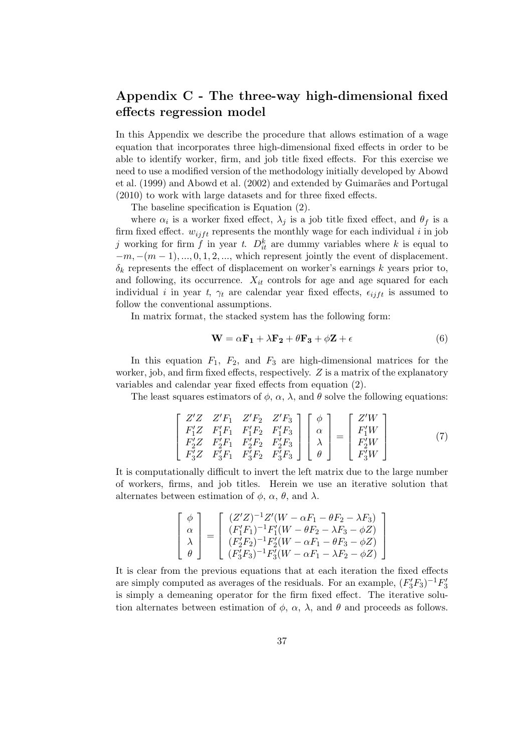## Appendix C - The three-way high-dimensional fixed effects regression model

In this Appendix we describe the procedure that allows estimation of a wage equation that incorporates three high-dimensional fixed effects in order to be able to identify worker, firm, and job title fixed effects. For this exercise we need to use a modified version of the methodology initially developed by Abowd et al. (1999) and Abowd et al. (2002) and extended by Guimarães and Portugal (2010) to work with large datasets and for three fixed effects.

The baseline specification is Equation (2).

where $\alpha_i$ is a worker fixed effect, $\lambda_j$ is a job title fixed effect, and $\theta_f$ is a firm fixed effect. $w_{ijft}$ represents the monthly wage for each individual $i$ in job $j$ working for firm $f$ in year $t$. $D_{it}^{k}$ are dummy variables where $k$ is equal to $-m, -(m-1), ..., 0, 1, 2, ...$, which represent jointly the event of displacement. $\delta_k$ represents the effect of displacement on worker's earnings $k$ years prior to, and following, its occurrence. $X_{it}$ controls for age and age squared for each individual $i$ in year $t$, $\gamma_t$ are calendar year fixed effects, $\epsilon_{ijft}$ is assumed to follow the conventional assumptions.

In matrix format, the stacked system has the following form:

$$\mathbf{W} = \alpha \mathbf{F_1} + \lambda \mathbf{F_2} + \theta \mathbf{F_3} + \phi \mathbf{Z} + \epsilon \tag{6}$$

In this equation $F_1$, $F_2$, and $F_3$ are high-dimensional matrices for the worker, job, and firm fixed effects, respectively. $Z$ is a matrix of the explanatory variables and calendar year fixed effects from equation (2).

The least squares estimators of $\phi$, $\alpha$, $\lambda$, and $\theta$ solve the following equations:

$$\begin{bmatrix} Z'Z & Z'F_1 & Z'F_2 & Z'F_3 \\ F_1'Z & F_1'F_1 & F_1'F_2 & F_1'F_3 \\ F_2'Z & F_2'F_1 & F_2'F_2 & F_2'F_3 \\ F_3'Z & F_3'F_1 & F_3'F_2 & F_3'F_3 \end{bmatrix} \begin{bmatrix} \phi \\ \alpha \\ \lambda \\ \theta \end{bmatrix} = \begin{bmatrix} Z'W \\ F_1'W \\ F_2'W \\ F_3'W \end{bmatrix} \tag{7}$$

It is computationally difficult to invert the left matrix due to the large number of workers, firms, and job titles. Herein we use an iterative solution that alternates between estimation of $\phi$, $\alpha$, $\theta$, and $\lambda$.

$$\begin{bmatrix} \phi \\ \alpha \\ \lambda \\ \theta \end{bmatrix} = \begin{bmatrix} (Z'Z)^{-1}Z'(W - \alpha F_1 - \theta F_2 - \lambda F_3) \\ (F_1'F_1)^{-1}F_1'(W - \theta F_2 - \lambda F_3 - \phi Z) \\ (F_2'F_2)^{-1}F_2'(W - \alpha F_1 - \theta F_3 - \phi Z) \\ (F_3'F_3)^{-1}F_3'(W - \alpha F_1 - \lambda F_2 - \phi Z) \end{bmatrix}$$

It is clear from the previous equations that at each iteration the fixed effects are simply computed as averages of the residuals. For an example, $(F_3'F_3)^{-1}F_3'$ is simply a demeaning operator for the firm fixed effect. The iterative solution alternates between estimation of $\phi$, $\alpha$, $\lambda$, and $\theta$ and proceeds as follows.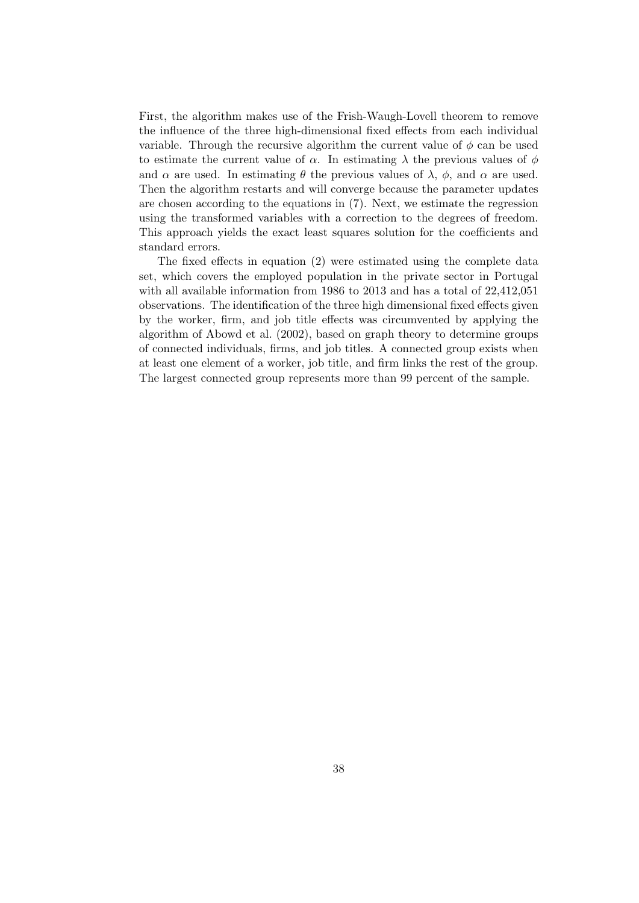First, the algorithm makes use of the Frish-Waugh-Lovell theorem to remove the influence of the three high-dimensional fixed effects from each individual variable. Through the recursive algorithm the current value of $\phi$ can be used to estimate the current value of $\alpha$. In estimating $\lambda$ the previous values of $\phi$ and $\alpha$ are used. In estimating $\theta$ the previous values of $\lambda$, $\phi$, and $\alpha$ are used. Then the algorithm restarts and will converge because the parameter updates are chosen according to the equations in (7). Next, we estimate the regression using the transformed variables with a correction to the degrees of freedom. This approach yields the exact least squares solution for the coefficients and standard errors.

The fixed effects in equation (2) were estimated using the complete data set, which covers the employed population in the private sector in Portugal with all available information from 1986 to 2013 and has a total of 22,412,051 observations. The identification of the three high dimensional fixed effects given by the worker, firm, and job title effects was circumvented by applying the algorithm of Abowd et al. (2002), based on graph theory to determine groups of connected individuals, firms, and job titles. A connected group exists when at least one element of a worker, job title, and firm links the rest of the group. The largest connected group represents more than 99 percent of the sample.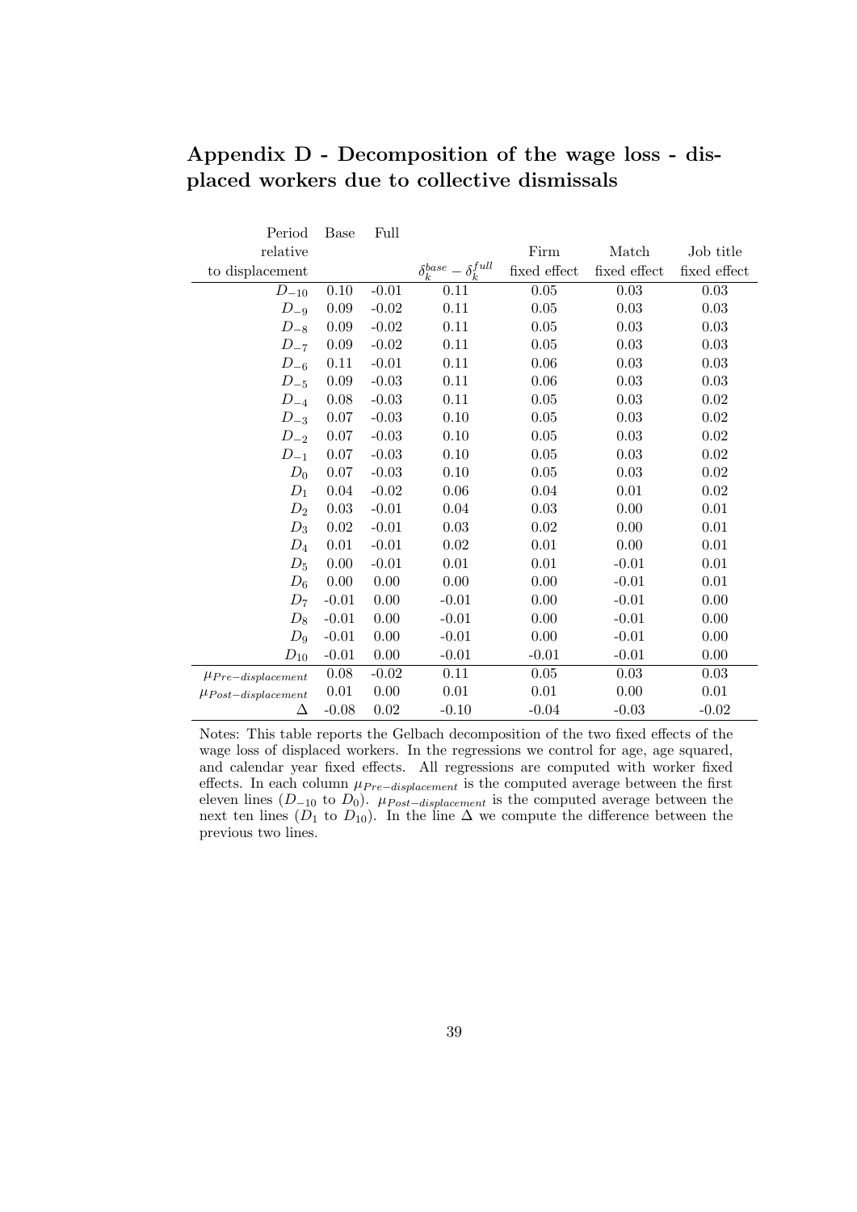## Appendix D - Decomposition of the wage loss - displaced workers due to collective dismissals

| Period relative to displacement | Base | Full | $\delta_k^{base} - \delta_k^{full}$ | Firm fixed effect | Match fixed effect | Job title fixed effect |
|---|---|---|---|---|---|---|
| $D_{-10}$ | 0.10 | -0.01 | 0.11 | 0.05 | 0.03 | 0.03 |
| $D_{-9}$ | 0.09 | -0.02 | 0.11 | 0.05 | 0.03 | 0.03 |
| $D_{-8}$ | 0.09 | -0.02 | 0.11 | 0.05 | 0.03 | 0.03 |
| $D_{-7}$ | 0.09 | -0.02 | 0.11 | 0.05 | 0.03 | 0.03 |
| $D_{-6}$ | 0.11 | -0.01 | 0.11 | 0.06 | 0.03 | 0.03 |
| $D_{-5}$ | 0.09 | -0.03 | 0.11 | 0.06 | 0.03 | 0.03 |
| $D_{-4}$ | 0.08 | -0.03 | 0.11 | 0.05 | 0.03 | 0.02 |
| $D_{-3}$ | 0.07 | -0.03 | 0.10 | 0.05 | 0.03 | 0.02 |
| $D_{-2}$ | 0.07 | -0.03 | 0.10 | 0.05 | 0.03 | 0.02 |
| $D_{-1}$ | 0.07 | -0.03 | 0.10 | 0.05 | 0.03 | 0.02 |
| $D_0$ | 0.07 | -0.03 | 0.10 | 0.05 | 0.03 | 0.02 |
| $D_1$ | 0.04 | -0.02 | 0.06 | 0.04 | 0.01 | 0.02 |
| $D_2$ | 0.03 | -0.01 | 0.04 | 0.03 | 0.00 | 0.01 |
| $D_3$ | 0.02 | -0.01 | 0.03 | 0.02 | 0.00 | 0.01 |
| $D_4$ | 0.01 | -0.01 | 0.02 | 0.01 | 0.00 | 0.01 |
| $D_5$ | 0.00 | -0.01 | 0.01 | 0.01 | -0.01 | 0.01 |
| $D_6$ | 0.00 | 0.00 | 0.00 | 0.00 | -0.01 | 0.01 |
| $D_7$ | -0.01 | 0.00 | -0.01 | 0.00 | -0.01 | 0.00 |
| $D_8$ | -0.01 | 0.00 | -0.01 | 0.00 | -0.01 | 0.00 |
| $D_9$ | -0.01 | 0.00 | -0.01 | 0.00 | -0.01 | 0.00 |
| $D_{10}$ | -0.01 | 0.00 | -0.01 | -0.01 | -0.01 | 0.00 |
| $\mu_{Pre-displacement}$ | 0.08 | -0.02 | 0.11 | 0.05 | 0.03 | 0.03 |
| $\mu_{Post-displacement}$ | 0.01 | 0.00 | 0.01 | 0.01 | 0.00 | 0.01 |
| $\Delta$ | -0.08 | 0.02 | -0.10 | -0.04 | -0.03 | -0.02 |

Notes: This table reports the Gelbach decomposition of the two fixed effects of the wage loss of displaced workers. In the regressions we control for age, age squared, and calendar year fixed effects. All regressions are computed with worker fixed effects. In each column $\mu_{Pre-displacement}$ is the computed average between the first eleven lines ($D_{-10}$ to $D_0$). $\mu_{Post-displacement}$ is the computed average between the next ten lines ($D_1$ to $D_{10}$). In the line $\Delta$ we compute the difference between the previous two lines.